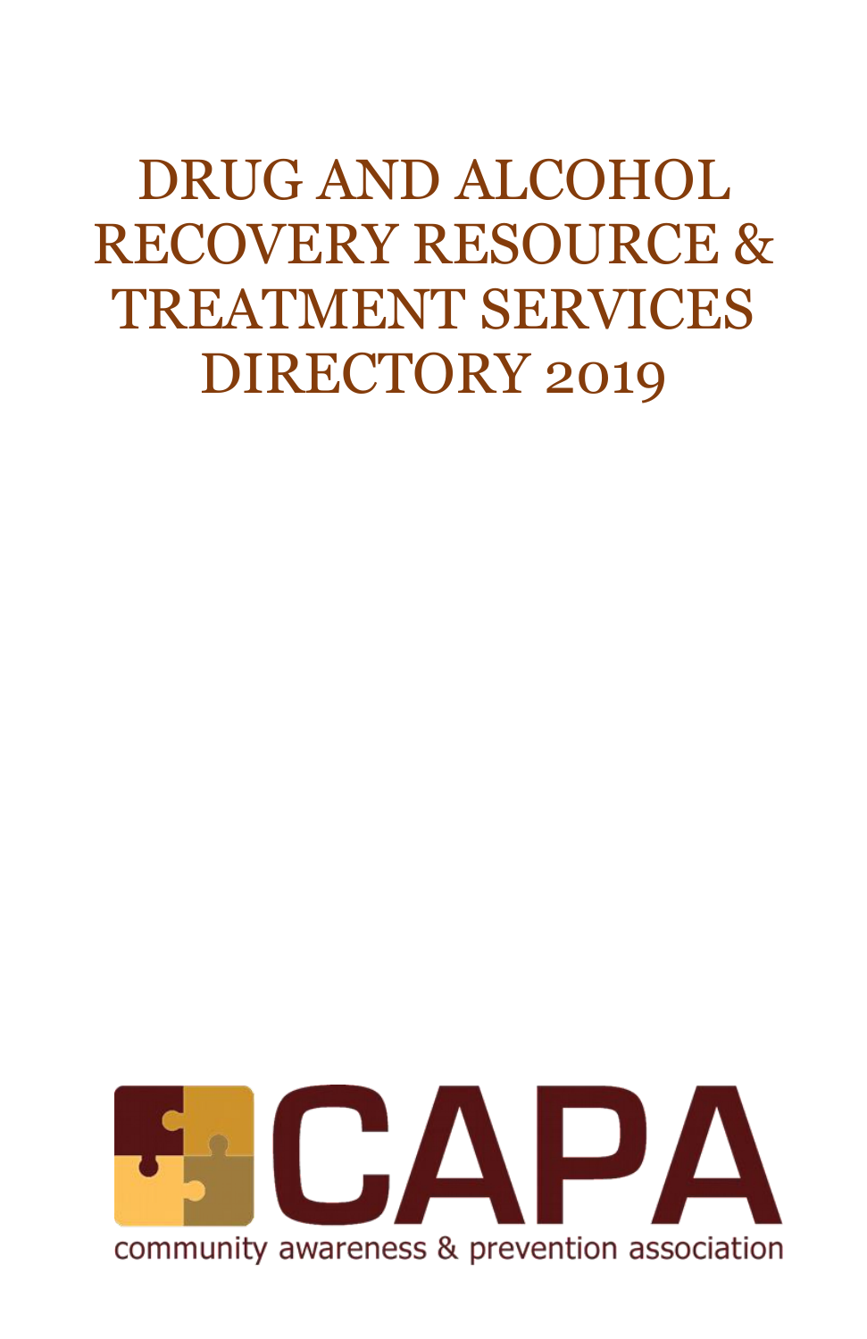# DRUG AND ALCOHOL RECOVERY RESOURCE & TREATMENT SERVICES DIRECTORY 2019

CAPA

community awareness & prevention association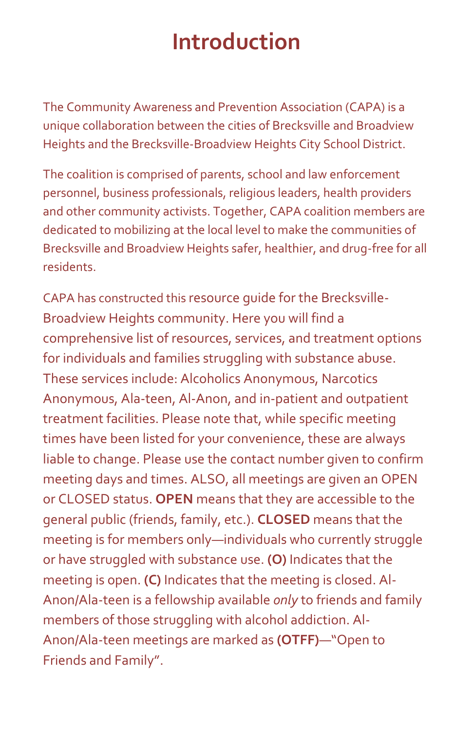# Introduction

The Community Awareness and Prevention Association (CAPA) is a unique collaboration between the cities of Brecksville and Broadview Heights and the Brecksville-Broadview Heights City School District.

The coalition is comprised of parents, school and law enforcement personnel, business professionals, religious leaders, health providers and other community activists. Together, CAPA coalition members are dedicated to mobilizing at the local level to make the communities of Brecksville and Broadview Heights safer, healthier, and drug-free for all residents.

CAPA has constructed this resource guide for the Brecksville-Broadview Heights community. Here you will find a comprehensive list of resources, services, and treatment options for individuals and families struggling with substance abuse. These services include: Alcoholics Anonymous, Narcotics Anonymous, Ala-teen, Al-Anon, and in-patient and outpatient treatment facilities. Please note that, while specific meeting times have been listed for your convenience, these are always liable to change. Please use the contact number given to confirm meeting days and times. ALSO, all meetings are given an OPEN or CLOSED status. **OPEN** means that they are accessible to the general public (friends, family, etc.). **CLOSED** means that the meeting is for members only—individuals who currently struggle or have struggled with substance use. **(O)** Indicates that the meeting is open. **(C)** Indicates that the meeting is closed. Al-Anon/Ala-teen is a fellowship available *only* to friends and family members of those struggling with alcohol addiction. Al-Anon/Ala-teen meetings are marked as **(OTFF)**—"Open to Friends and Family".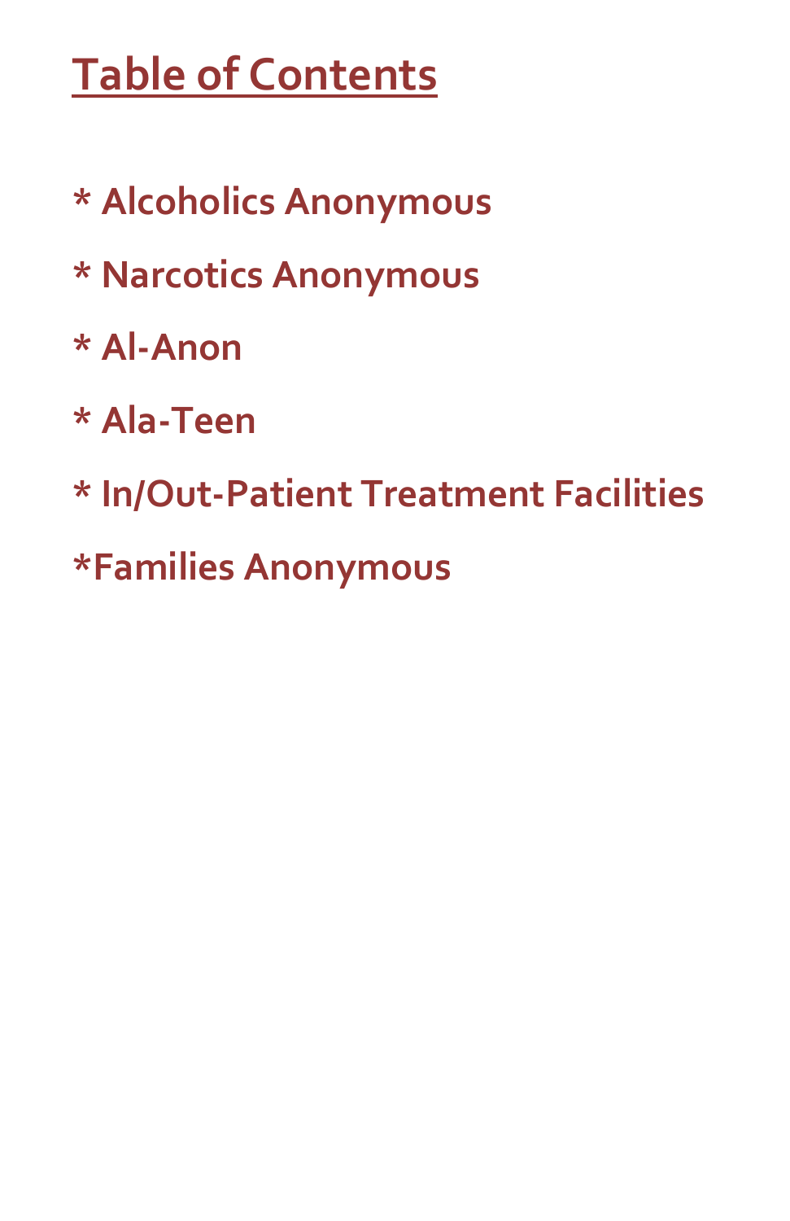# Table of Contents

* Alcoholics Anonymous

* Narcotics Anonymous

* Al-Anon

* Ala-Teen

* In/Out-Patient Treatment Facilities

*Families Anonymous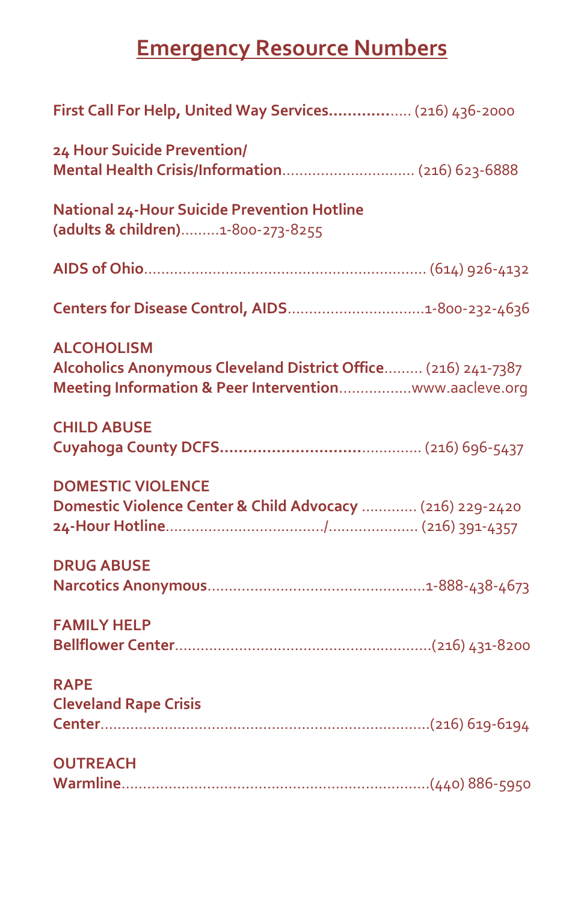# Emergency Resource Numbers

**First Call For Help, United Way Services**..................... (216) 436-2000

**24 Hour Suicide Prevention/**
**Mental Health Crisis/Information**............................... (216) 623-6888

**National 24-Hour Suicide Prevention Hotline**
**(adults & children)**.........1-800-273-8255

**AIDS of Ohio**................................................................. (614) 926-4132

**Centers for Disease Control, AIDS**................................1-800-232-4636

**ALCOHOLISM**
**Alcoholics Anonymous Cleveland District Office**......... (216) 241-7387
**Meeting Information & Peer Intervention**.................www.aacleve.org

**CHILD ABUSE**
**Cuyahoga County DCFS**.............................................. (216) 696-5437

**DOMESTIC VIOLENCE**
**Domestic Violence Center & Child Advocacy** ............. (216) 229-2420
**24-Hour Hotline**..................................../.................... (216) 391-4357

**DRUG ABUSE**
**Narcotics Anonymous**...................................................1-888-438-4673

**FAMILY HELP**
**Bellflower Center**............................................................(216) 431-8200

**RAPE**
**Cleveland Rape Crisis**
**Center**.............................................................................(216) 619-6194

**OUTREACH**
**Warmline**........................................................................(440) 886-5950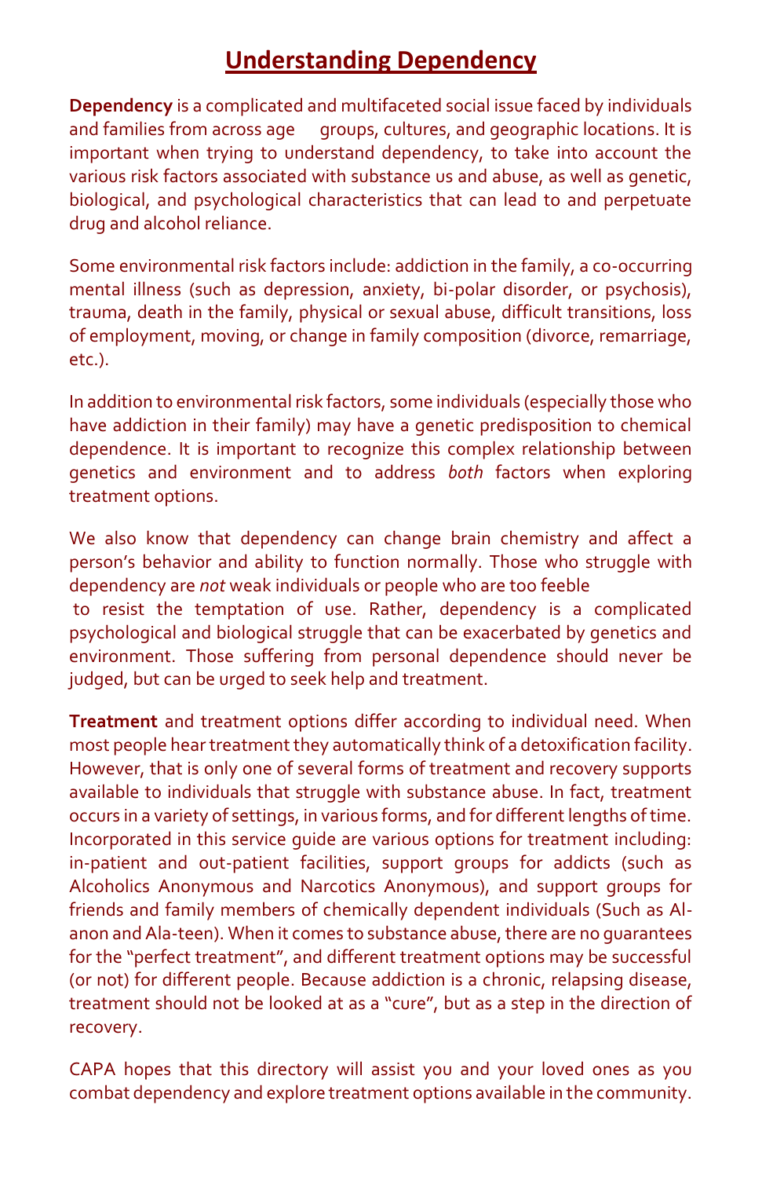# Understanding Dependency

**Dependency** is a complicated and multifaceted social issue faced by individuals and families from across age groups, cultures, and geographic locations. It is important when trying to understand dependency, to take into account the various risk factors associated with substance us and abuse, as well as genetic, biological, and psychological characteristics that can lead to and perpetuate drug and alcohol reliance.

Some environmental risk factors include: addiction in the family, a co-occurring mental illness (such as depression, anxiety, bi-polar disorder, or psychosis), trauma, death in the family, physical or sexual abuse, difficult transitions, loss of employment, moving, or change in family composition (divorce, remarriage, etc.).

In addition to environmental risk factors, some individuals (especially those who have addiction in their family) may have a genetic predisposition to chemical dependence. It is important to recognize this complex relationship between genetics and environment and to address *both* factors when exploring treatment options.

We also know that dependency can change brain chemistry and affect a person's behavior and ability to function normally. Those who struggle with dependency are *not* weak individuals or people who are too feeble to resist the temptation of use. Rather, dependency is a complicated psychological and biological struggle that can be exacerbated by genetics and environment. Those suffering from personal dependence should never be judged, but can be urged to seek help and treatment.

**Treatment** and treatment options differ according to individual need. When most people hear treatment they automatically think of a detoxification facility. However, that is only one of several forms of treatment and recovery supports available to individuals that struggle with substance abuse. In fact, treatment occurs in a variety of settings, in various forms, and for different lengths of time. Incorporated in this service guide are various options for treatment including: in-patient and out-patient facilities, support groups for addicts (such as Alcoholics Anonymous and Narcotics Anonymous), and support groups for friends and family members of chemically dependent individuals (Such as Al-anon and Ala-teen). When it comes to substance abuse, there are no guarantees for the "perfect treatment", and different treatment options may be successful (or not) for different people. Because addiction is a chronic, relapsing disease, treatment should not be looked at as a "cure", but as a step in the direction of recovery.

CAPA hopes that this directory will assist you and your loved ones as you combat dependency and explore treatment options available in the community.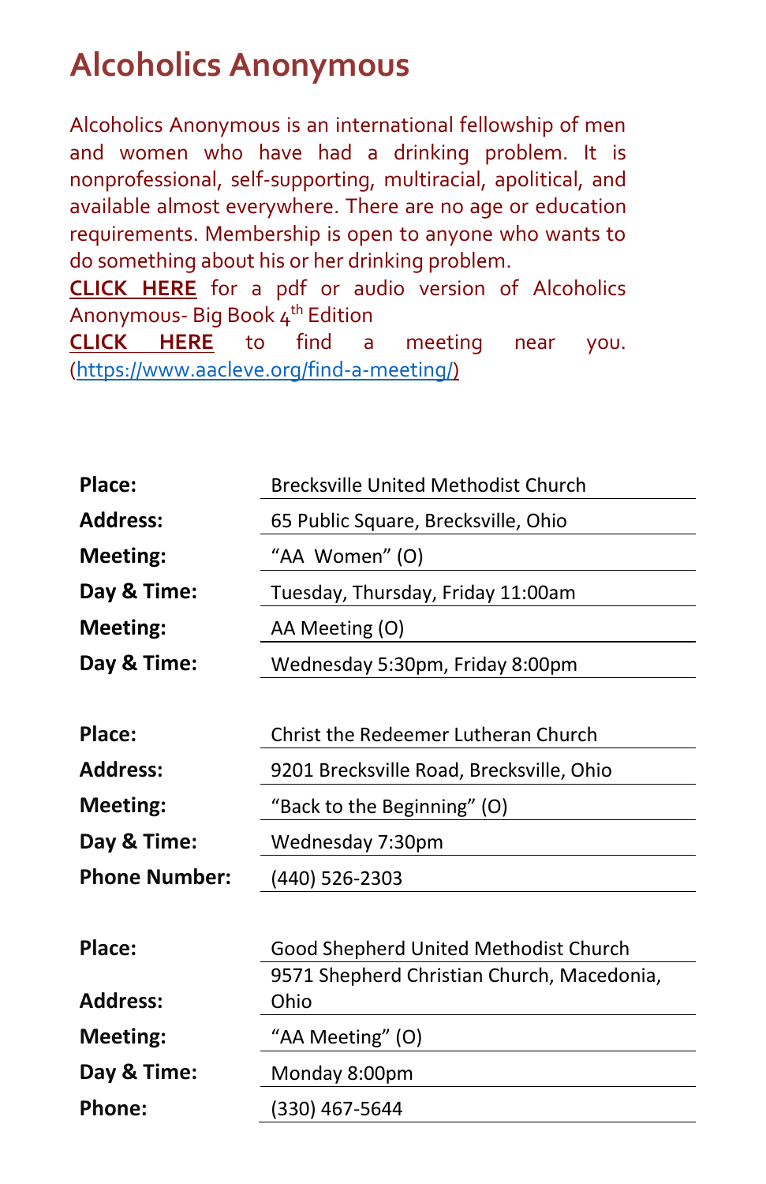# Alcoholics Anonymous

Alcoholics Anonymous is an international fellowship of men and women who have had a drinking problem. It is nonprofessional, self-supporting, multiracial, apolitical, and available almost everywhere. There are no age or education requirements. Membership is open to anyone who wants to do something about his or her drinking problem.

**CLICK HERE** for a pdf or audio version of Alcoholics Anonymous- Big Book 4th Edition

**CLICK HERE** to find a meeting near you. (https://www.aacleve.org/find-a-meeting/)

| | |
|---|---|
| **Place:** | Brecksville United Methodist Church |
| **Address:** | 65 Public Square, Brecksville, Ohio |
| **Meeting:** | "AA Women" (O) |
| **Day & Time:** | Tuesday, Thursday, Friday 11:00am |
| **Meeting:** | AA Meeting (O) |
| **Day & Time:** | Wednesday 5:30pm, Friday 8:00pm |

| | |
|---|---|
| **Place:** | Christ the Redeemer Lutheran Church |
| **Address:** | 9201 Brecksville Road, Brecksville, Ohio |
| **Meeting:** | "Back to the Beginning" (O) |
| **Day & Time:** | Wednesday 7:30pm |
| **Phone Number:** | (440) 526-2303 |

| | |
|---|---|
| **Place:** | Good Shepherd United Methodist Church |
| **Address:** | 9571 Shepherd Christian Church, Macedonia, Ohio |
| **Meeting:** | "AA Meeting" (O) |
| **Day & Time:** | Monday 8:00pm |
| **Phone:** | (330) 467-5644 |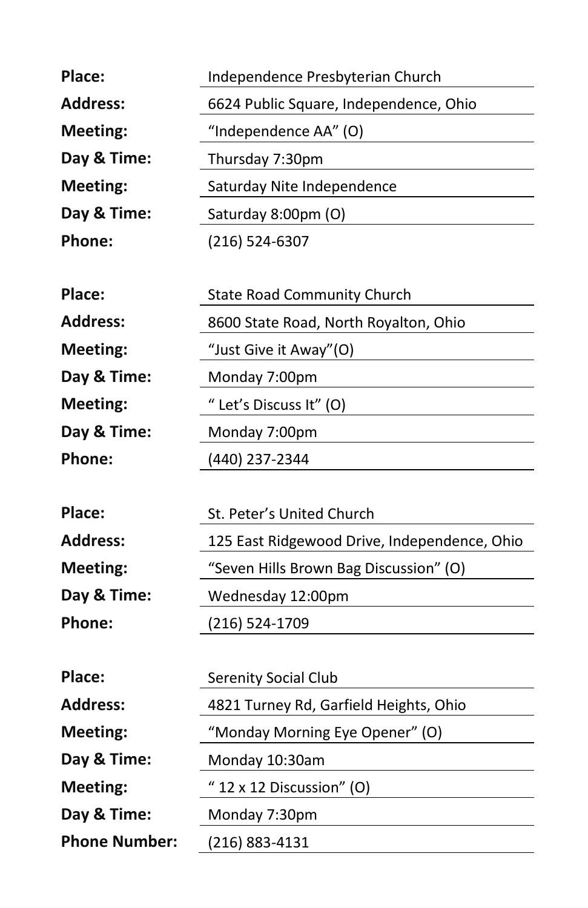| | |
|---|---|
| **Place:** | Independence Presbyterian Church |
| **Address:** | 6624 Public Square, Independence, Ohio |
| **Meeting:** | “Independence AA” (O) |
| **Day & Time:** | Thursday 7:30pm |
| **Meeting:** | Saturday Nite Independence |
| **Day & Time:** | Saturday 8:00pm (O) |
| **Phone:** | (216) 524-6307 |

| | |
|---|---|
| **Place:** | State Road Community Church |
| **Address:** | 8600 State Road, North Royalton, Ohio |
| **Meeting:** | “Just Give it Away”(O) |
| **Day & Time:** | Monday 7:00pm |
| **Meeting:** | “ Let’s Discuss It” (O) |
| **Day & Time:** | Monday 7:00pm |
| **Phone:** | (440) 237-2344 |

| | |
|---|---|
| **Place:** | St. Peter’s United Church |
| **Address:** | 125 East Ridgewood Drive, Independence, Ohio |
| **Meeting:** | “Seven Hills Brown Bag Discussion” (O) |
| **Day & Time:** | Wednesday 12:00pm |
| **Phone:** | (216) 524-1709 |

| | |
|---|---|
| **Place:** | Serenity Social Club |
| **Address:** | 4821 Turney Rd, Garfield Heights, Ohio |
| **Meeting:** | “Monday Morning Eye Opener” (O) |
| **Day & Time:** | Monday 10:30am |
| **Meeting:** | “ 12 x 12 Discussion” (O) |
| **Day & Time:** | Monday 7:30pm |
| **Phone Number:** | (216) 883-4131 |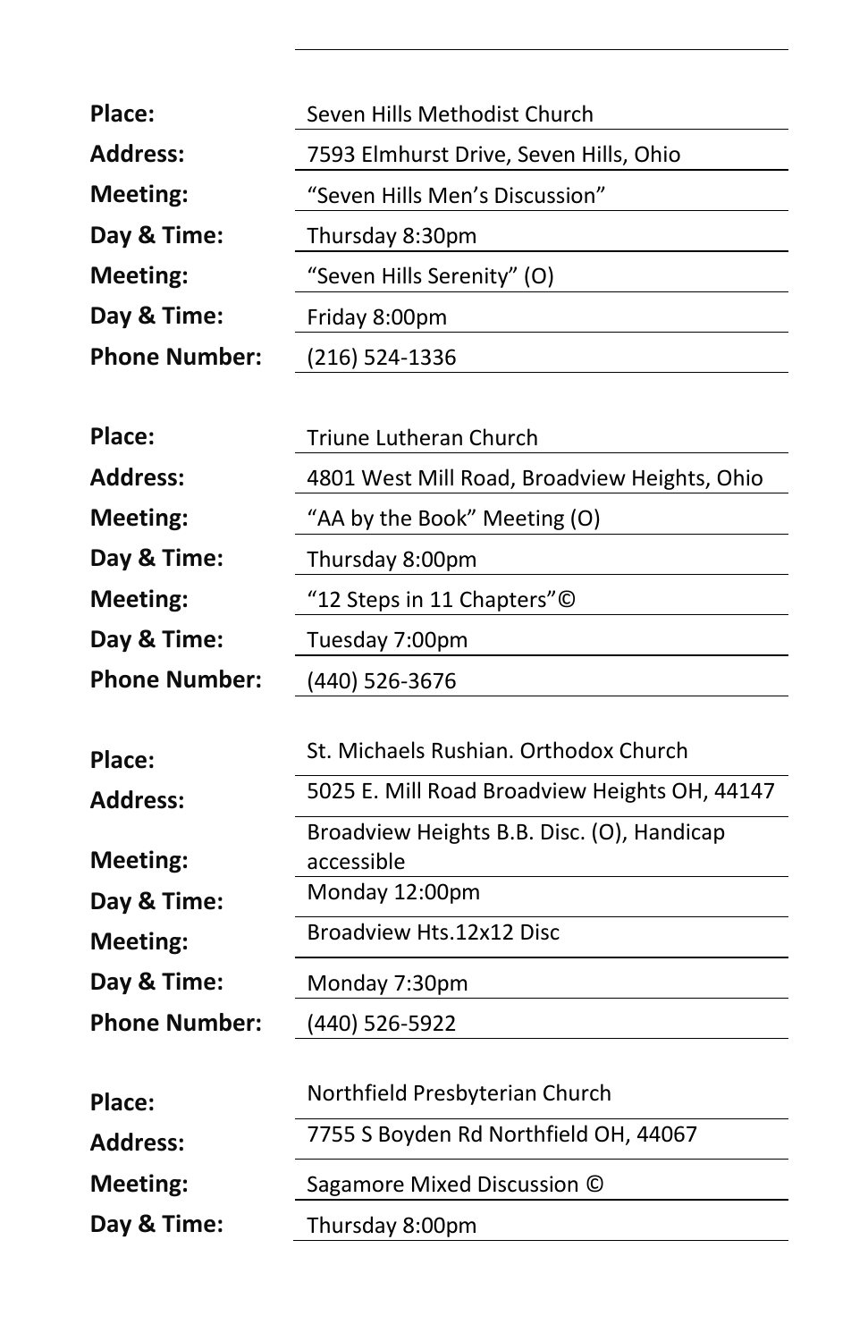| | |
|---|---|
| **Place:** | Seven Hills Methodist Church |
| **Address:** | 7593 Elmhurst Drive, Seven Hills, Ohio |
| **Meeting:** | “Seven Hills Men’s Discussion” |
| **Day & Time:** | Thursday 8:30pm |
| **Meeting:** | “Seven Hills Serenity” (O) |
| **Day & Time:** | Friday 8:00pm |
| **Phone Number:** | (216) 524-1336 |

| | |
|---|---|
| **Place:** | Triune Lutheran Church |
| **Address:** | 4801 West Mill Road, Broadview Heights, Ohio |
| **Meeting:** | “AA by the Book” Meeting (O) |
| **Day & Time:** | Thursday 8:00pm |
| **Meeting:** | “12 Steps in 11 Chapters”© |
| **Day & Time:** | Tuesday 7:00pm |
| **Phone Number:** | (440) 526-3676 |

| | |
|---|---|
| **Place:** | St. Michaels Rushian. Orthodox Church |
| **Address:** | 5025 E. Mill Road Broadview Heights OH, 44147 |
| **Meeting:** | Broadview Heights B.B. Disc. (O), Handicap accessible |
| **Day & Time:** | Monday 12:00pm |
| **Meeting:** | Broadview Hts.12x12 Disc |
| **Day & Time:** | Monday 7:30pm |
| **Phone Number:** | (440) 526-5922 |

| | |
|---|---|
| **Place:** | Northfield Presbyterian Church |
| **Address:** | 7755 S Boyden Rd Northfield OH, 44067 |
| **Meeting:** | Sagamore Mixed Discussion © |
| **Day & Time:** | Thursday 8:00pm |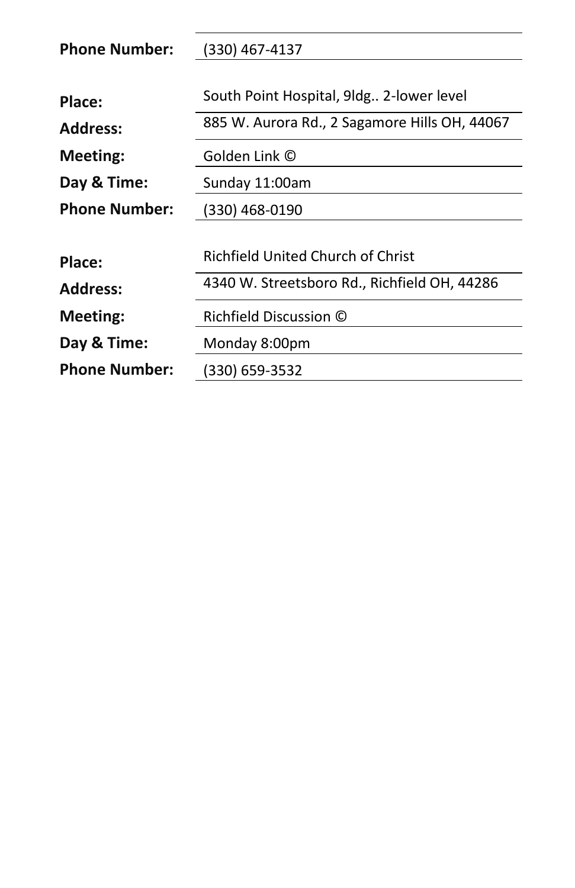| | |
|---|---|
| **Phone Number:** | (330) 467-4137 |

| | |
|---|---|
| **Place:** | South Point Hospital, 9ldg.. 2-lower level |
| **Address:** | 885 W. Aurora Rd., 2 Sagamore Hills OH, 44067 |
| **Meeting:** | Golden Link © |
| **Day & Time:** | Sunday 11:00am |
| **Phone Number:** | (330) 468-0190 |

| | |
|---|---|
| **Place:** | Richfield United Church of Christ |
| **Address:** | 4340 W. Streetsboro Rd., Richfield OH, 44286 |
| **Meeting:** | Richfield Discussion © |
| **Day & Time:** | Monday 8:00pm |
| **Phone Number:** | (330) 659-3532 |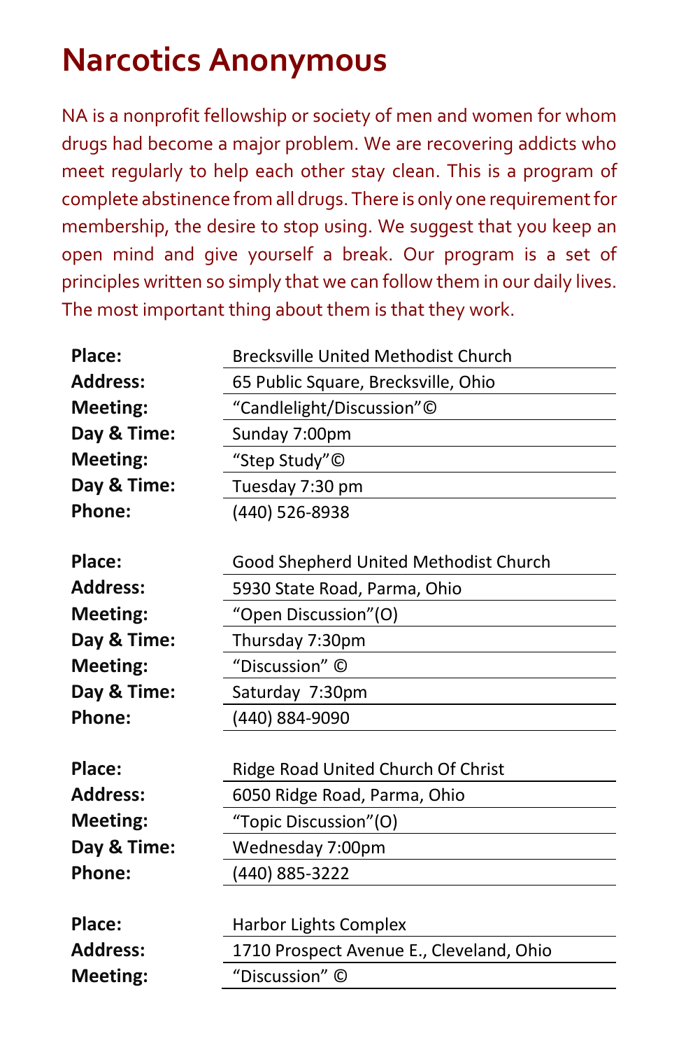# Narcotics Anonymous

NA is a nonprofit fellowship or society of men and women for whom drugs had become a major problem. We are recovering addicts who meet regularly to help each other stay clean. This is a program of complete abstinence from all drugs. There is only one requirement for membership, the desire to stop using. We suggest that you keep an open mind and give yourself a break. Our program is a set of principles written so simply that we can follow them in our daily lives. The most important thing about them is that they work.

| | |
|---|---|
| **Place:** | Brecksville United Methodist Church |
| **Address:** | 65 Public Square, Brecksville, Ohio |
| **Meeting:** | “Candlelight/Discussion”© |
| **Day & Time:** | Sunday 7:00pm |
| **Meeting:** | “Step Study”© |
| **Day & Time:** | Tuesday 7:30 pm |
| **Phone:** | (440) 526-8938 |

| | |
|---|---|
| **Place:** | Good Shepherd United Methodist Church |
| **Address:** | 5930 State Road, Parma, Ohio |
| **Meeting:** | “Open Discussion”(O) |
| **Day & Time:** | Thursday 7:30pm |
| **Meeting:** | “Discussion” © |
| **Day & Time:** | Saturday 7:30pm |
| **Phone:** | (440) 884-9090 |

| | |
|---|---|
| **Place:** | Ridge Road United Church Of Christ |
| **Address:** | 6050 Ridge Road, Parma, Ohio |
| **Meeting:** | “Topic Discussion”(O) |
| **Day & Time:** | Wednesday 7:00pm |
| **Phone:** | (440) 885-3222 |

| | |
|---|---|
| **Place:** | Harbor Lights Complex |
| **Address:** | 1710 Prospect Avenue E., Cleveland, Ohio |
| **Meeting:** | “Discussion” © |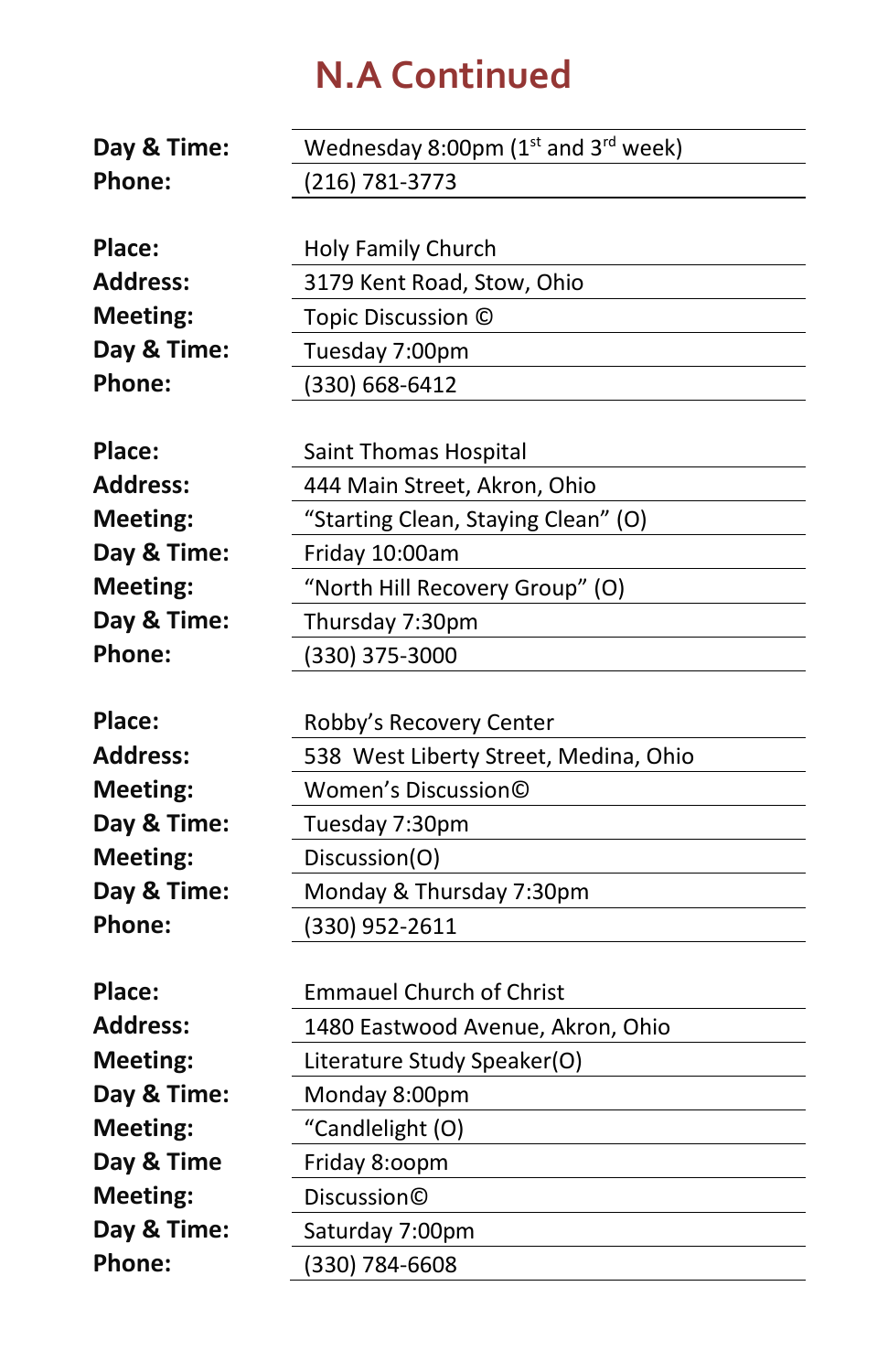# N.A Continued

| | |
|---|---|
| **Day & Time:** | Wednesday 8:00pm (1st and 3rd week) |
| **Phone:** | (216) 781-3773 |

| | |
|---|---|
| **Place:** | Holy Family Church |
| **Address:** | 3179 Kent Road, Stow, Ohio |
| **Meeting:** | Topic Discussion © |
| **Day & Time:** | Tuesday 7:00pm |
| **Phone:** | (330) 668-6412 |

| | |
|---|---|
| **Place:** | Saint Thomas Hospital |
| **Address:** | 444 Main Street, Akron, Ohio |
| **Meeting:** | "Starting Clean, Staying Clean" (O) |
| **Day & Time:** | Friday 10:00am |
| **Meeting:** | "North Hill Recovery Group" (O) |
| **Day & Time:** | Thursday 7:30pm |
| **Phone:** | (330) 375-3000 |

| | |
|---|---|
| **Place:** | Robby's Recovery Center |
| **Address:** | 538 West Liberty Street, Medina, Ohio |
| **Meeting:** | Women's Discussion© |
| **Day & Time:** | Tuesday 7:30pm |
| **Meeting:** | Discussion(O) |
| **Day & Time:** | Monday & Thursday 7:30pm |
| **Phone:** | (330) 952-2611 |

| | |
|---|---|
| **Place:** | Emmauel Church of Christ |
| **Address:** | 1480 Eastwood Avenue, Akron, Ohio |
| **Meeting:** | Literature Study Speaker(O) |
| **Day & Time:** | Monday 8:00pm |
| **Meeting:** | "Candlelight (O) |
| **Day & Time** | Friday 8:oopm |
| **Meeting:** | Discussion© |
| **Day & Time:** | Saturday 7:00pm |
| **Phone:** | (330) 784-6608 |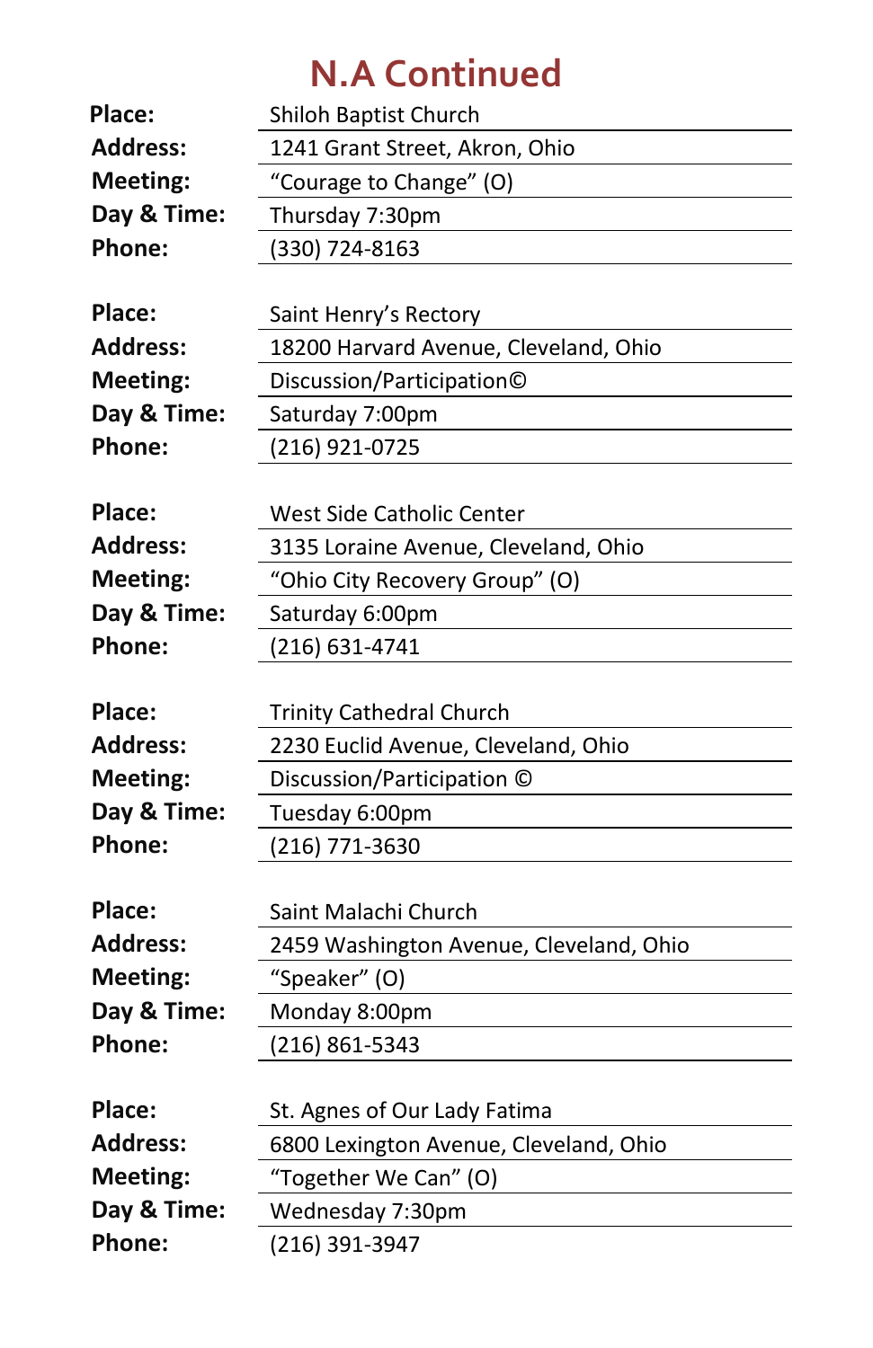# N.A Continued

| | |
|---|---|
| **Place:** | Shiloh Baptist Church |
| **Address:** | 1241 Grant Street, Akron, Ohio |
| **Meeting:** | "Courage to Change" (O) |
| **Day & Time:** | Thursday 7:30pm |
| **Phone:** | (330) 724-8163 |

| | |
|---|---|
| **Place:** | Saint Henry's Rectory |
| **Address:** | 18200 Harvard Avenue, Cleveland, Ohio |
| **Meeting:** | Discussion/Participation© |
| **Day & Time:** | Saturday 7:00pm |
| **Phone:** | (216) 921-0725 |

| | |
|---|---|
| **Place:** | West Side Catholic Center |
| **Address:** | 3135 Loraine Avenue, Cleveland, Ohio |
| **Meeting:** | "Ohio City Recovery Group" (O) |
| **Day & Time:** | Saturday 6:00pm |
| **Phone:** | (216) 631-4741 |

| | |
|---|---|
| **Place:** | Trinity Cathedral Church |
| **Address:** | 2230 Euclid Avenue, Cleveland, Ohio |
| **Meeting:** | Discussion/Participation © |
| **Day & Time:** | Tuesday 6:00pm |
| **Phone:** | (216) 771-3630 |

| | |
|---|---|
| **Place:** | Saint Malachi Church |
| **Address:** | 2459 Washington Avenue, Cleveland, Ohio |
| **Meeting:** | "Speaker" (O) |
| **Day & Time:** | Monday 8:00pm |
| **Phone:** | (216) 861-5343 |

| | |
|---|---|
| **Place:** | St. Agnes of Our Lady Fatima |
| **Address:** | 6800 Lexington Avenue, Cleveland, Ohio |
| **Meeting:** | "Together We Can" (O) |
| **Day & Time:** | Wednesday 7:30pm |
| **Phone:** | (216) 391-3947 |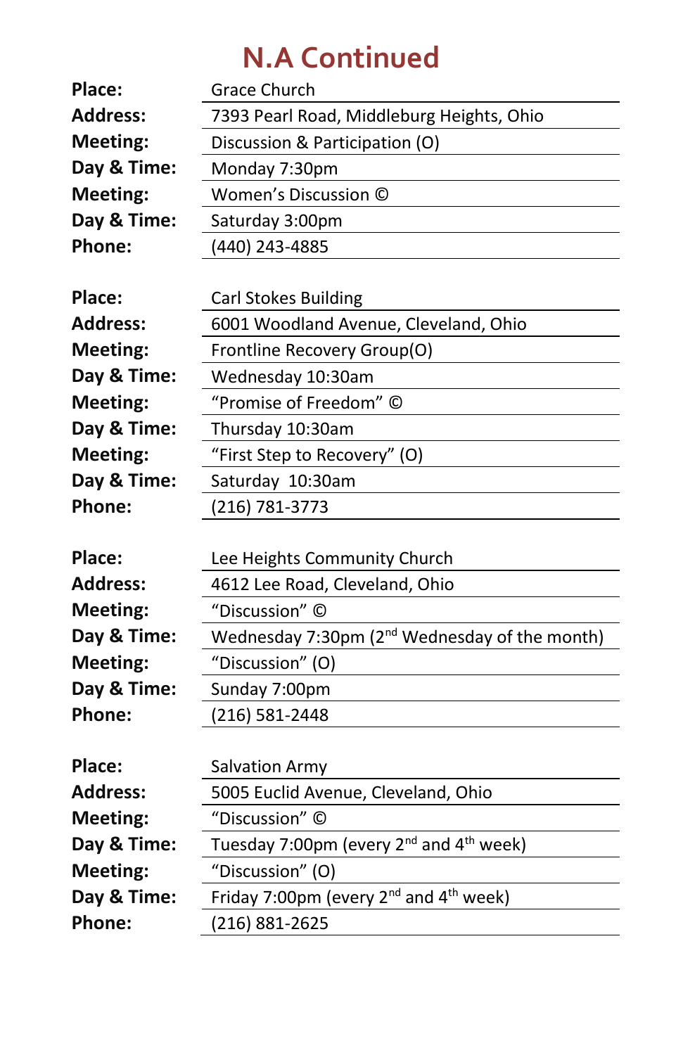# N.A Continued

| | |
|---|---|
| **Place:** | Grace Church |
| **Address:** | 7393 Pearl Road, Middleburg Heights, Ohio |
| **Meeting:** | Discussion & Participation (O) |
| **Day & Time:** | Monday 7:30pm |
| **Meeting:** | Women's Discussion © |
| **Day & Time:** | Saturday 3:00pm |
| **Phone:** | (440) 243-4885 |

| | |
|---|---|
| **Place:** | Carl Stokes Building |
| **Address:** | 6001 Woodland Avenue, Cleveland, Ohio |
| **Meeting:** | Frontline Recovery Group(O) |
| **Day & Time:** | Wednesday 10:30am |
| **Meeting:** | "Promise of Freedom" © |
| **Day & Time:** | Thursday 10:30am |
| **Meeting:** | "First Step to Recovery" (O) |
| **Day & Time:** | Saturday 10:30am |
| **Phone:** | (216) 781-3773 |

| | |
|---|---|
| **Place:** | Lee Heights Community Church |
| **Address:** | 4612 Lee Road, Cleveland, Ohio |
| **Meeting:** | "Discussion" © |
| **Day & Time:** | Wednesday 7:30pm (2nd Wednesday of the month) |
| **Meeting:** | "Discussion" (O) |
| **Day & Time:** | Sunday 7:00pm |
| **Phone:** | (216) 581-2448 |

| | |
|---|---|
| **Place:** | Salvation Army |
| **Address:** | 5005 Euclid Avenue, Cleveland, Ohio |
| **Meeting:** | "Discussion" © |
| **Day & Time:** | Tuesday 7:00pm (every 2nd and 4th week) |
| **Meeting:** | "Discussion" (O) |
| **Day & Time:** | Friday 7:00pm (every 2nd and 4th week) |
| **Phone:** | (216) 881-2625 |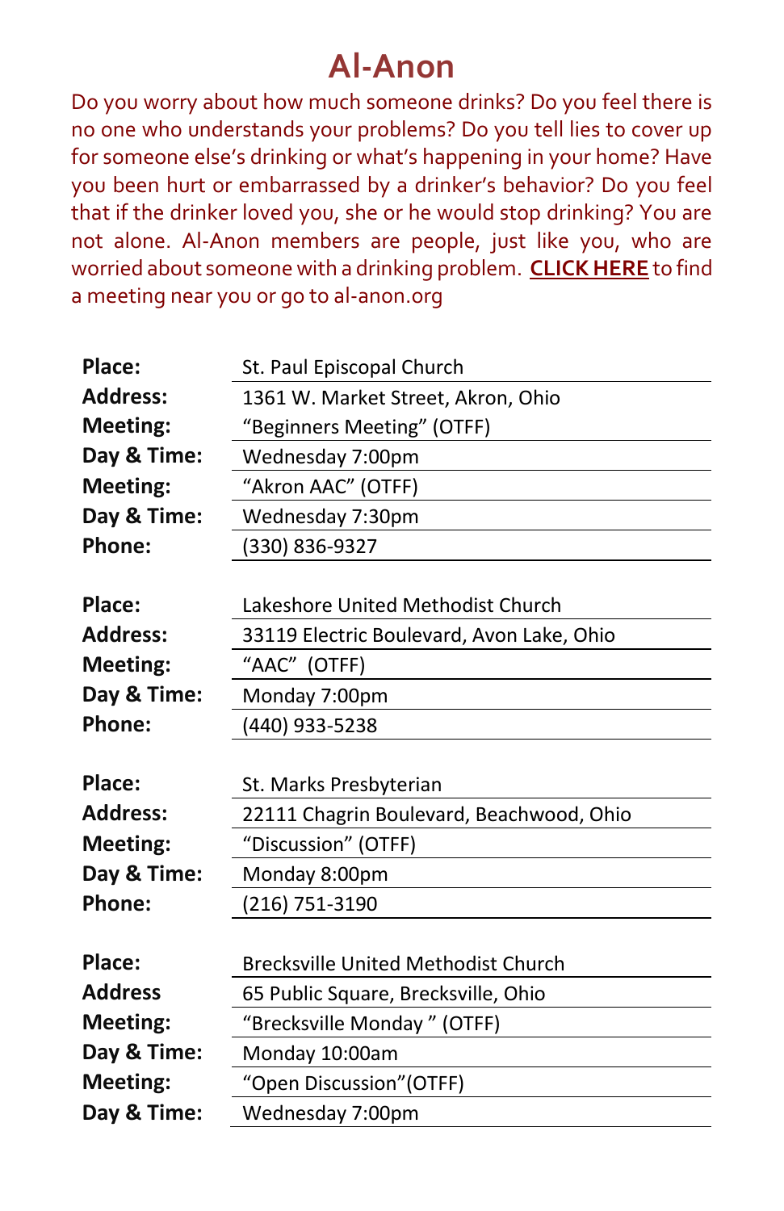# Al-Anon

Do you worry about how much someone drinks? Do you feel there is no one who understands your problems? Do you tell lies to cover up for someone else's drinking or what's happening in your home? Have you been hurt or embarrassed by a drinker's behavior? Do you feel that if the drinker loved you, she or he would stop drinking? You are not alone. Al-Anon members are people, just like you, who are worried about someone with a drinking problem. **CLICK HERE** to find a meeting near you or go to al-anon.org

| | |
|---|---|
| **Place:** | St. Paul Episcopal Church |
| **Address:** | 1361 W. Market Street, Akron, Ohio |
| **Meeting:** | "Beginners Meeting" (OTFF) |
| **Day & Time:** | Wednesday 7:00pm |
| **Meeting:** | "Akron AAC" (OTFF) |
| **Day & Time:** | Wednesday 7:30pm |
| **Phone:** | (330) 836-9327 |

| | |
|---|---|
| **Place:** | Lakeshore United Methodist Church |
| **Address:** | 33119 Electric Boulevard, Avon Lake, Ohio |
| **Meeting:** | "AAC" (OTFF) |
| **Day & Time:** | Monday 7:00pm |
| **Phone:** | (440) 933-5238 |

| | |
|---|---|
| **Place:** | St. Marks Presbyterian |
| **Address:** | 22111 Chagrin Boulevard, Beachwood, Ohio |
| **Meeting:** | "Discussion" (OTFF) |
| **Day & Time:** | Monday 8:00pm |
| **Phone:** | (216) 751-3190 |

| | |
|---|---|
| **Place:** | Brecksville United Methodist Church |
| **Address** | 65 Public Square, Brecksville, Ohio |
| **Meeting:** | "Brecksville Monday " (OTFF) |
| **Day & Time:** | Monday 10:00am |
| **Meeting:** | "Open Discussion"(OTFF) |
| **Day & Time:** | Wednesday 7:00pm |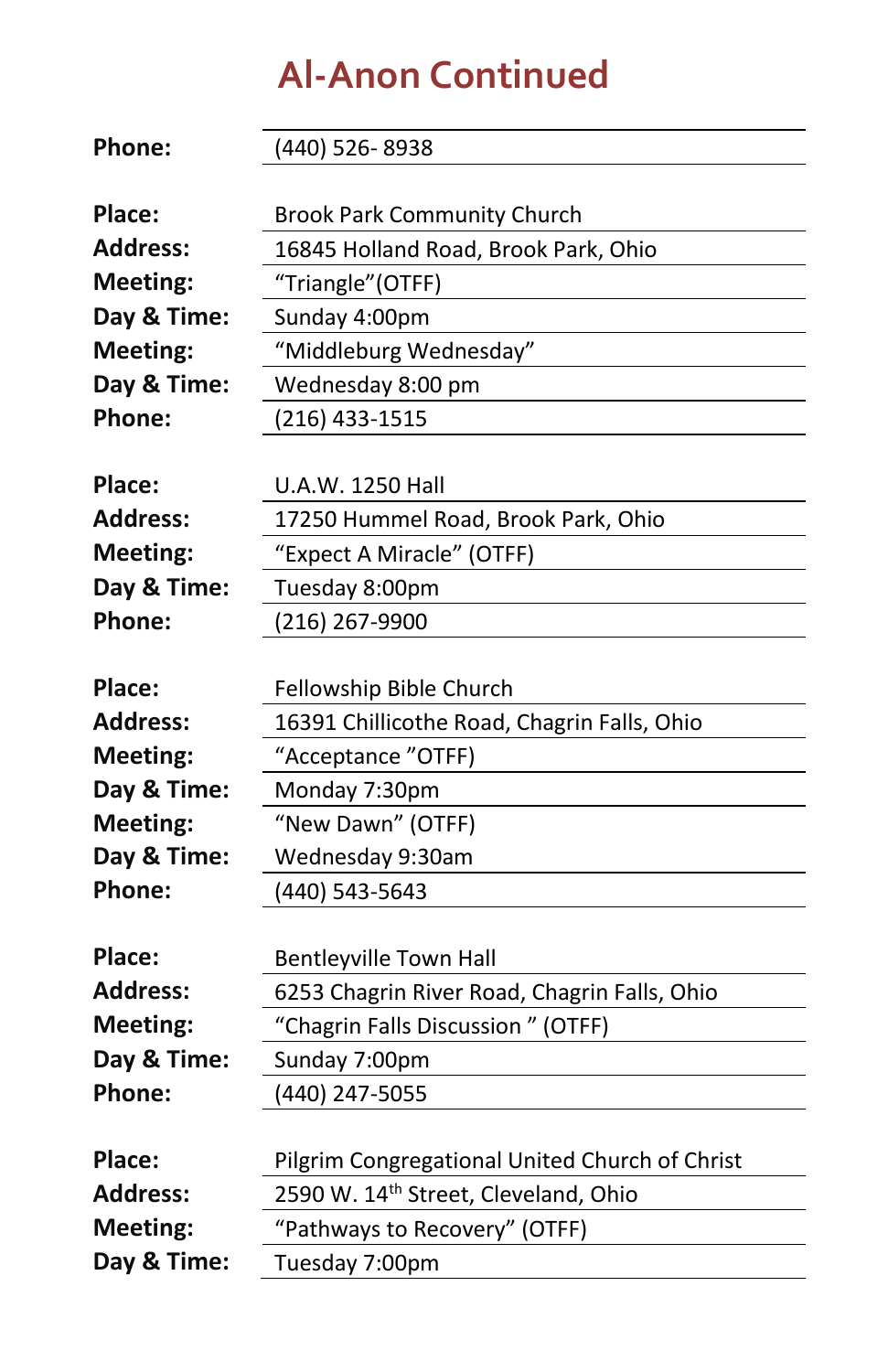# Al-Anon Continued

**Phone:** (440) 526- 8938

**Place:** Brook Park Community Church
**Address:** 16845 Holland Road, Brook Park, Ohio
**Meeting:** "Triangle"(OTFF)
**Day & Time:** Sunday 4:00pm
**Meeting:** "Middleburg Wednesday"
**Day & Time:** Wednesday 8:00 pm
**Phone:** (216) 433-1515

**Place:** U.A.W. 1250 Hall
**Address:** 17250 Hummel Road, Brook Park, Ohio
**Meeting:** "Expect A Miracle" (OTFF)
**Day & Time:** Tuesday 8:00pm
**Phone:** (216) 267-9900

**Place:** Fellowship Bible Church
**Address:** 16391 Chillicothe Road, Chagrin Falls, Ohio
**Meeting:** "Acceptance "OTFF)
**Day & Time:** Monday 7:30pm
**Meeting:** "New Dawn" (OTFF)
**Day & Time:** Wednesday 9:30am
**Phone:** (440) 543-5643

**Place:** Bentleyville Town Hall
**Address:** 6253 Chagrin River Road, Chagrin Falls, Ohio
**Meeting:** "Chagrin Falls Discussion " (OTFF)
**Day & Time:** Sunday 7:00pm
**Phone:** (440) 247-5055

**Place:** Pilgrim Congregational United Church of Christ
**Address:** 2590 W. 14th Street, Cleveland, Ohio
**Meeting:** "Pathways to Recovery" (OTFF)
**Day & Time:** Tuesday 7:00pm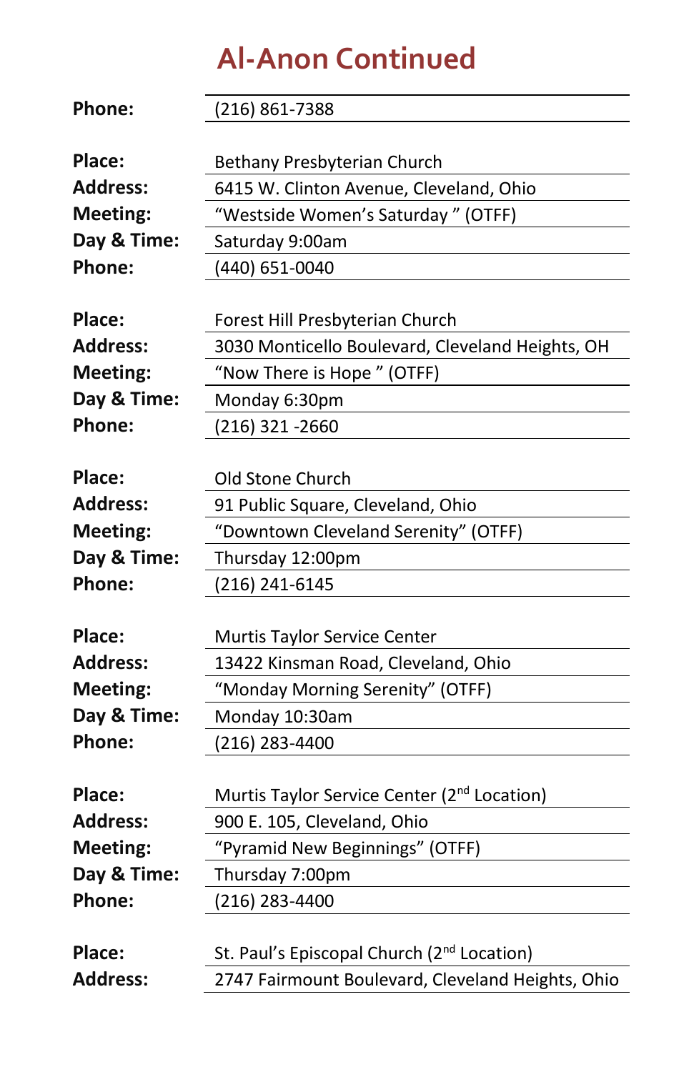# Al-Anon Continued

| | |
|---|---|
| **Phone:** | (216) 861-7388 |

| | |
|---|---|
| **Place:** | Bethany Presbyterian Church |
| **Address:** | 6415 W. Clinton Avenue, Cleveland, Ohio |
| **Meeting:** | "Westside Women's Saturday " (OTFF) |
| **Day & Time:** | Saturday 9:00am |
| **Phone:** | (440) 651-0040 |

| | |
|---|---|
| **Place:** | Forest Hill Presbyterian Church |
| **Address:** | 3030 Monticello Boulevard, Cleveland Heights, OH |
| **Meeting:** | "Now There is Hope " (OTFF) |
| **Day & Time:** | Monday 6:30pm |
| **Phone:** | (216) 321 -2660 |

| | |
|---|---|
| **Place:** | Old Stone Church |
| **Address:** | 91 Public Square, Cleveland, Ohio |
| **Meeting:** | "Downtown Cleveland Serenity" (OTFF) |
| **Day & Time:** | Thursday 12:00pm |
| **Phone:** | (216) 241-6145 |

| | |
|---|---|
| **Place:** | Murtis Taylor Service Center |
| **Address:** | 13422 Kinsman Road, Cleveland, Ohio |
| **Meeting:** | "Monday Morning Serenity" (OTFF) |
| **Day & Time:** | Monday 10:30am |
| **Phone:** | (216) 283-4400 |

| | |
|---|---|
| **Place:** | Murtis Taylor Service Center (2nd Location) |
| **Address:** | 900 E. 105, Cleveland, Ohio |
| **Meeting:** | "Pyramid New Beginnings" (OTFF) |
| **Day & Time:** | Thursday 7:00pm |
| **Phone:** | (216) 283-4400 |

| | |
|---|---|
| **Place:** | St. Paul's Episcopal Church (2nd Location) |
| **Address:** | 2747 Fairmount Boulevard, Cleveland Heights, Ohio |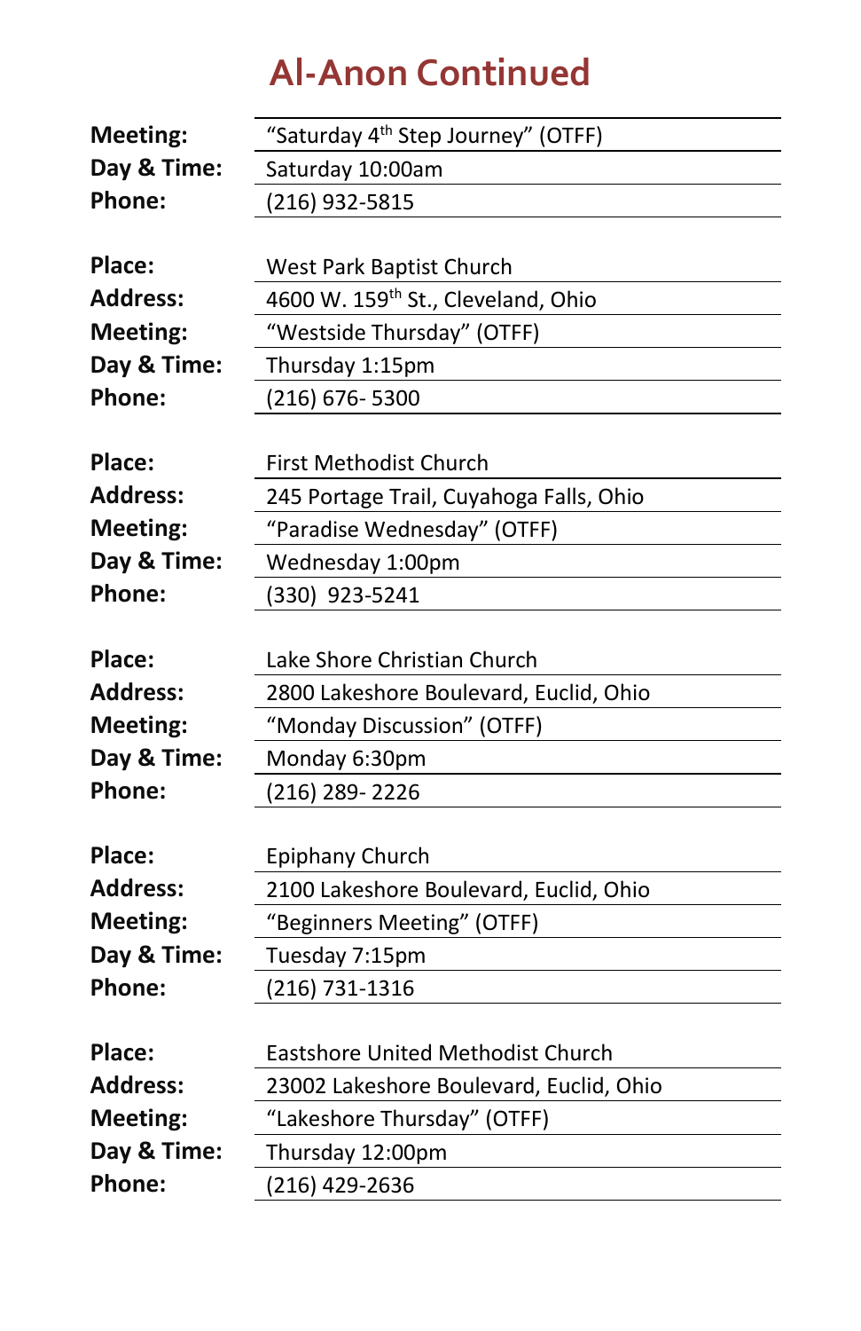# Al-Anon Continued

| | |
|---|---|
| **Meeting:** | "Saturday 4th Step Journey" (OTFF) |
| **Day & Time:** | Saturday 10:00am |
| **Phone:** | (216) 932-5815 |

| | |
|---|---|
| **Place:** | West Park Baptist Church |
| **Address:** | 4600 W. 159th St., Cleveland, Ohio |
| **Meeting:** | "Westside Thursday" (OTFF) |
| **Day & Time:** | Thursday 1:15pm |
| **Phone:** | (216) 676- 5300 |

| | |
|---|---|
| **Place:** | First Methodist Church |
| **Address:** | 245 Portage Trail, Cuyahoga Falls, Ohio |
| **Meeting:** | "Paradise Wednesday" (OTFF) |
| **Day & Time:** | Wednesday 1:00pm |
| **Phone:** | (330) 923-5241 |

| | |
|---|---|
| **Place:** | Lake Shore Christian Church |
| **Address:** | 2800 Lakeshore Boulevard, Euclid, Ohio |
| **Meeting:** | "Monday Discussion" (OTFF) |
| **Day & Time:** | Monday 6:30pm |
| **Phone:** | (216) 289- 2226 |

| | |
|---|---|
| **Place:** | Epiphany Church |
| **Address:** | 2100 Lakeshore Boulevard, Euclid, Ohio |
| **Meeting:** | "Beginners Meeting" (OTFF) |
| **Day & Time:** | Tuesday 7:15pm |
| **Phone:** | (216) 731-1316 |

| | |
|---|---|
| **Place:** | Eastshore United Methodist Church |
| **Address:** | 23002 Lakeshore Boulevard, Euclid, Ohio |
| **Meeting:** | "Lakeshore Thursday" (OTFF) |
| **Day & Time:** | Thursday 12:00pm |
| **Phone:** | (216) 429-2636 |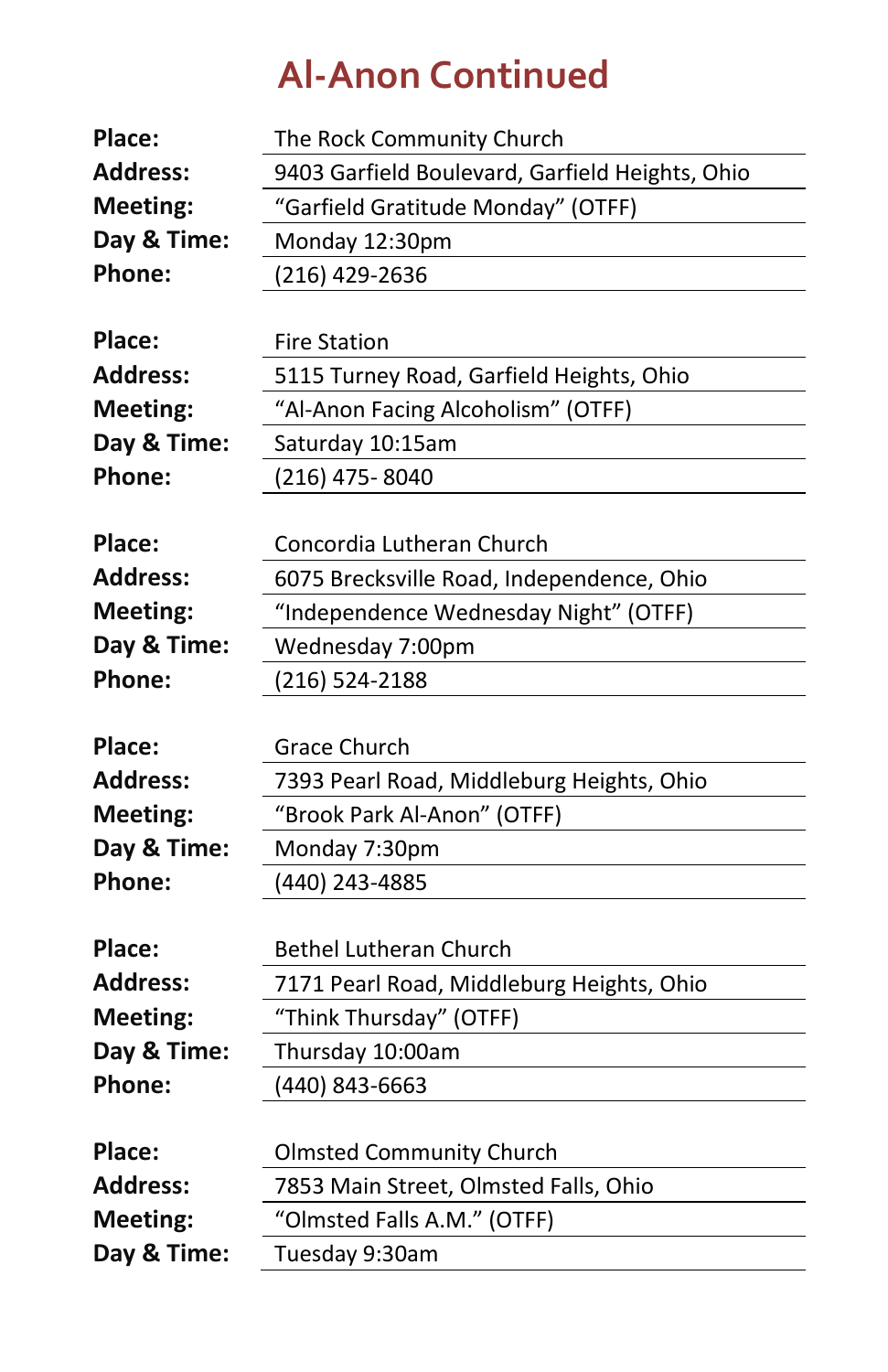# Al-Anon Continued

| | |
|---|---|
| **Place:** | The Rock Community Church |
| **Address:** | 9403 Garfield Boulevard, Garfield Heights, Ohio |
| **Meeting:** | “Garfield Gratitude Monday” (OTFF) |
| **Day & Time:** | Monday 12:30pm |
| **Phone:** | (216) 429-2636 |

| | |
|---|---|
| **Place:** | Fire Station |
| **Address:** | 5115 Turney Road, Garfield Heights, Ohio |
| **Meeting:** | “Al-Anon Facing Alcoholism” (OTFF) |
| **Day & Time:** | Saturday 10:15am |
| **Phone:** | (216) 475- 8040 |

| | |
|---|---|
| **Place:** | Concordia Lutheran Church |
| **Address:** | 6075 Brecksville Road, Independence, Ohio |
| **Meeting:** | “Independence Wednesday Night” (OTFF) |
| **Day & Time:** | Wednesday 7:00pm |
| **Phone:** | (216) 524-2188 |

| | |
|---|---|
| **Place:** | Grace Church |
| **Address:** | 7393 Pearl Road, Middleburg Heights, Ohio |
| **Meeting:** | “Brook Park Al-Anon” (OTFF) |
| **Day & Time:** | Monday 7:30pm |
| **Phone:** | (440) 243-4885 |

| | |
|---|---|
| **Place:** | Bethel Lutheran Church |
| **Address:** | 7171 Pearl Road, Middleburg Heights, Ohio |
| **Meeting:** | “Think Thursday” (OTFF) |
| **Day & Time:** | Thursday 10:00am |
| **Phone:** | (440) 843-6663 |

| | |
|---|---|
| **Place:** | Olmsted Community Church |
| **Address:** | 7853 Main Street, Olmsted Falls, Ohio |
| **Meeting:** | “Olmsted Falls A.M.” (OTFF) |
| **Day & Time:** | Tuesday 9:30am |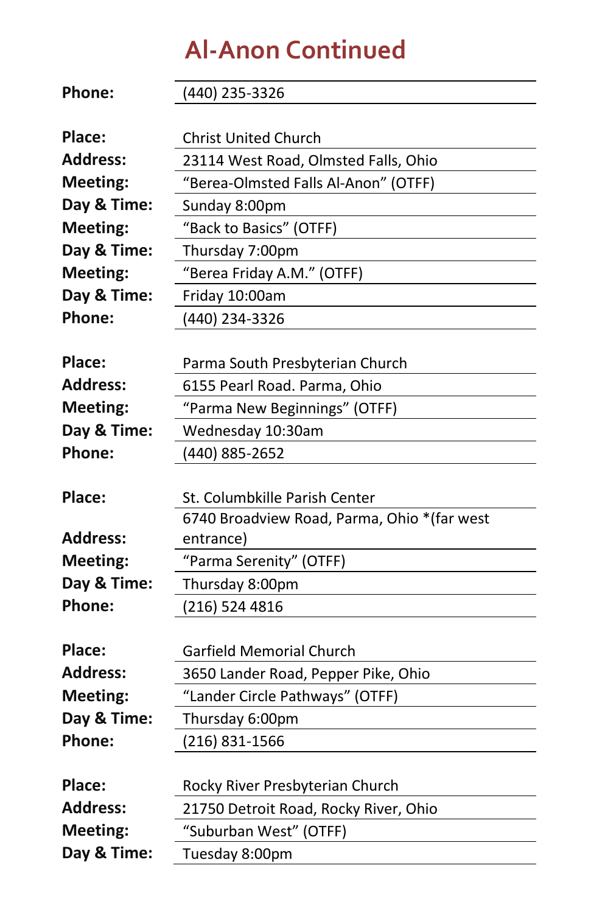# Al-Anon Continued

| | |
|---|---|
| **Phone:** | (440) 235-3326 |

| | |
|---|---|
| **Place:** | Christ United Church |
| **Address:** | 23114 West Road, Olmsted Falls, Ohio |
| **Meeting:** | “Berea-Olmsted Falls Al-Anon” (OTFF) |
| **Day & Time:** | Sunday 8:00pm |
| **Meeting:** | “Back to Basics” (OTFF) |
| **Day & Time:** | Thursday 7:00pm |
| **Meeting:** | “Berea Friday A.M.” (OTFF) |
| **Day & Time:** | Friday 10:00am |
| **Phone:** | (440) 234-3326 |

| | |
|---|---|
| **Place:** | Parma South Presbyterian Church |
| **Address:** | 6155 Pearl Road. Parma, Ohio |
| **Meeting:** | “Parma New Beginnings” (OTFF) |
| **Day & Time:** | Wednesday 10:30am |
| **Phone:** | (440) 885-2652 |

| | |
|---|---|
| **Place:** | St. Columbkille Parish Center |
| **Address:** | 6740 Broadview Road, Parma, Ohio *(far west entrance) |
| **Meeting:** | “Parma Serenity” (OTFF) |
| **Day & Time:** | Thursday 8:00pm |
| **Phone:** | (216) 524 4816 |

| | |
|---|---|
| **Place:** | Garfield Memorial Church |
| **Address:** | 3650 Lander Road, Pepper Pike, Ohio |
| **Meeting:** | “Lander Circle Pathways” (OTFF) |
| **Day & Time:** | Thursday 6:00pm |
| **Phone:** | (216) 831-1566 |

| | |
|---|---|
| **Place:** | Rocky River Presbyterian Church |
| **Address:** | 21750 Detroit Road, Rocky River, Ohio |
| **Meeting:** | “Suburban West” (OTFF) |
| **Day & Time:** | Tuesday 8:00pm |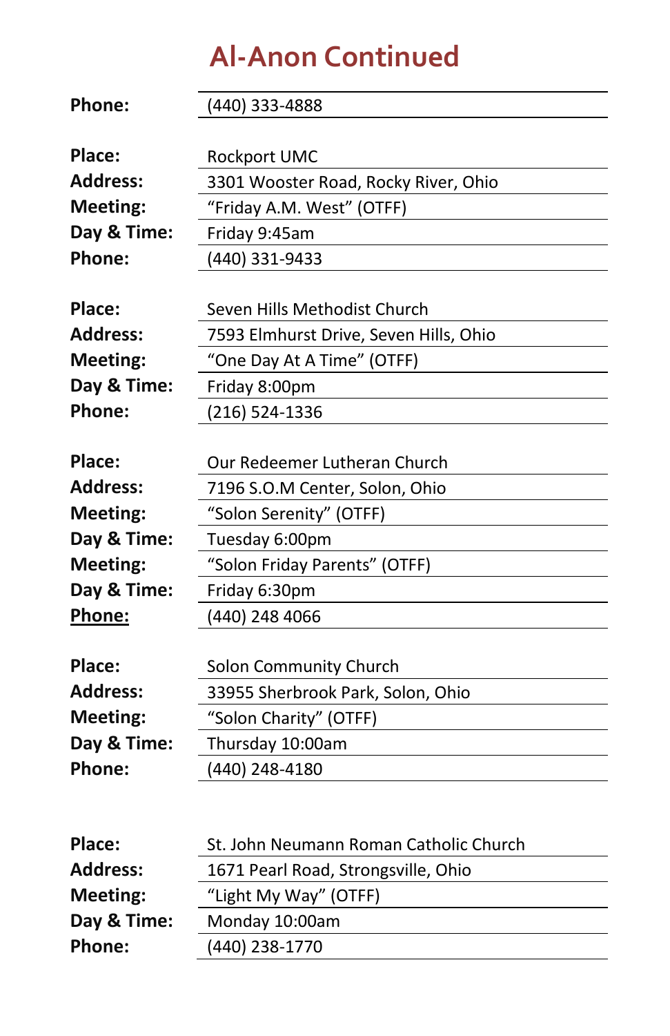# Al-Anon Continued

| | |
|---|---|
| **Phone:** | (440) 333-4888 |

| | |
|---|---|
| **Place:** | Rockport UMC |
| **Address:** | 3301 Wooster Road, Rocky River, Ohio |
| **Meeting:** | "Friday A.M. West" (OTFF) |
| **Day & Time:** | Friday 9:45am |
| **Phone:** | (440) 331-9433 |

| | |
|---|---|
| **Place:** | Seven Hills Methodist Church |
| **Address:** | 7593 Elmhurst Drive, Seven Hills, Ohio |
| **Meeting:** | "One Day At A Time" (OTFF) |
| **Day & Time:** | Friday 8:00pm |
| **Phone:** | (216) 524-1336 |

| | |
|---|---|
| **Place:** | Our Redeemer Lutheran Church |
| **Address:** | 7196 S.O.M Center, Solon, Ohio |
| **Meeting:** | "Solon Serenity" (OTFF) |
| **Day & Time:** | Tuesday 6:00pm |
| **Meeting:** | "Solon Friday Parents" (OTFF) |
| **Day & Time:** | Friday 6:30pm |
| **Phone:** | (440) 248 4066 |

| | |
|---|---|
| **Place:** | Solon Community Church |
| **Address:** | 33955 Sherbrook Park, Solon, Ohio |
| **Meeting:** | "Solon Charity" (OTFF) |
| **Day & Time:** | Thursday 10:00am |
| **Phone:** | (440) 248-4180 |

| | |
|---|---|
| **Place:** | St. John Neumann Roman Catholic Church |
| **Address:** | 1671 Pearl Road, Strongsville, Ohio |
| **Meeting:** | "Light My Way" (OTFF) |
| **Day & Time:** | Monday 10:00am |
| **Phone:** | (440) 238-1770 |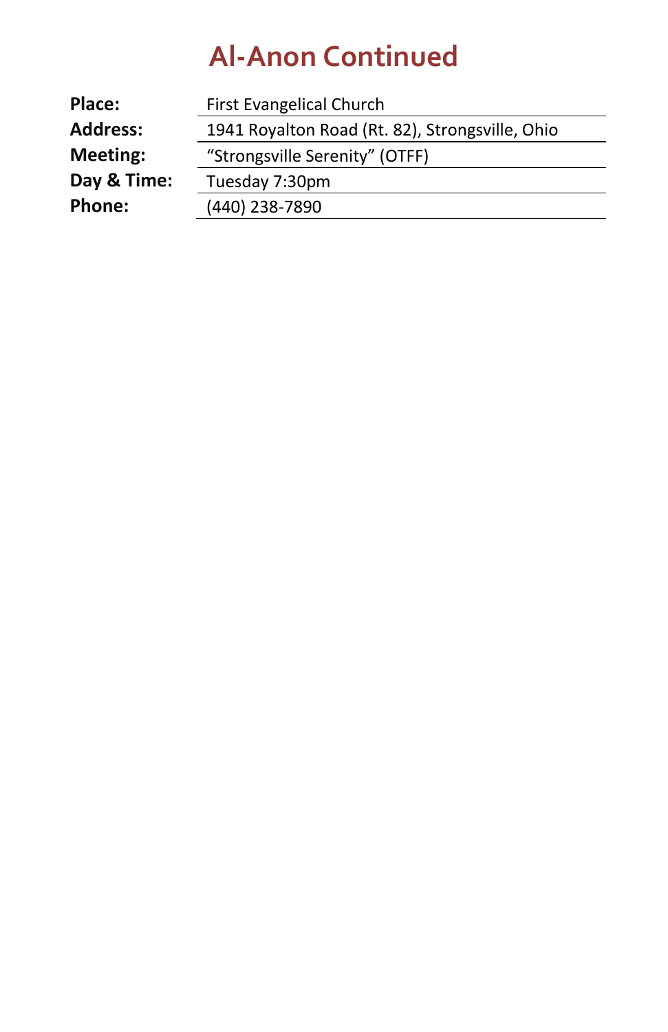# Al-Anon Continued

| | |
|---|---|
| **Place:** | First Evangelical Church |
| **Address:** | 1941 Royalton Road (Rt. 82), Strongsville, Ohio |
| **Meeting:** | "Strongsville Serenity" (OTFF) |
| **Day & Time:** | Tuesday 7:30pm |
| **Phone:** | (440) 238-7890 |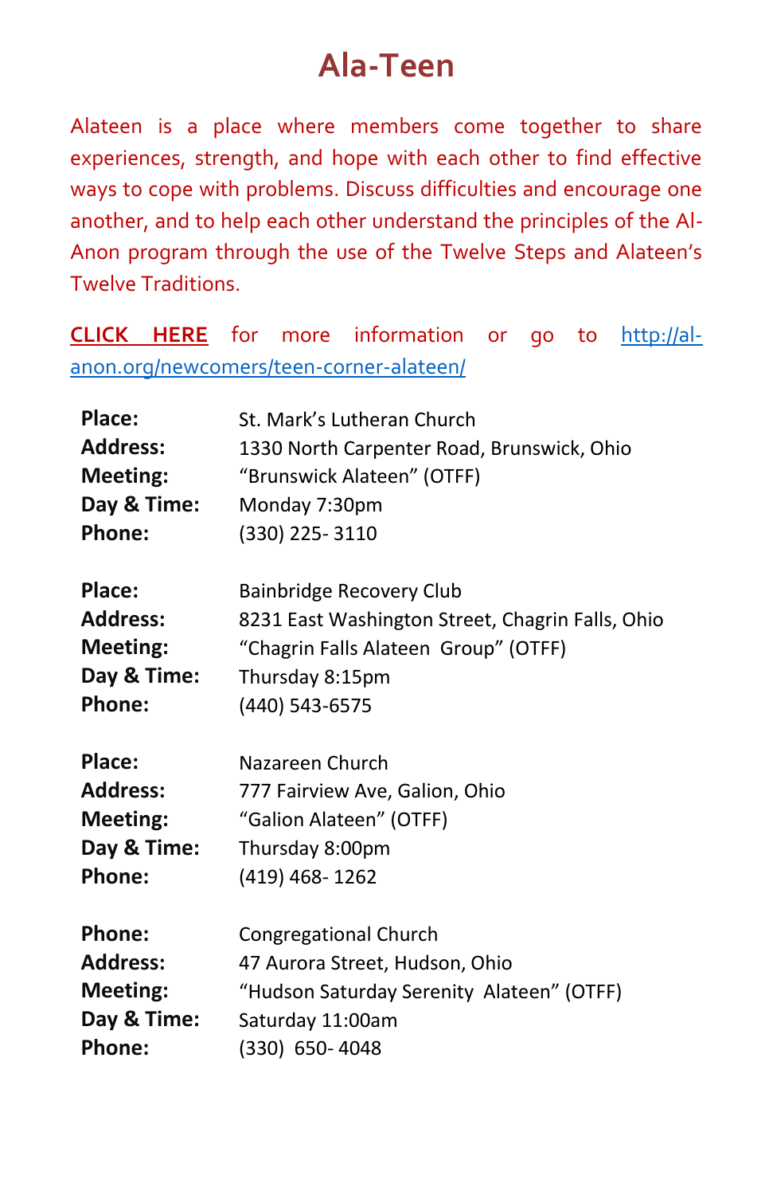# Ala-Teen

Alateen is a place where members come together to share experiences, strength, and hope with each other to find effective ways to cope with problems. Discuss difficulties and encourage one another, and to help each other understand the principles of the Al-Anon program through the use of the Twelve Steps and Alateen's Twelve Traditions.

**CLICK HERE** for more information or go to http://al-anon.org/newcomers/teen-corner-alateen/

| | |
|---|---|
| **Place:** | St. Mark's Lutheran Church |
| **Address:** | 1330 North Carpenter Road, Brunswick, Ohio |
| **Meeting:** | "Brunswick Alateen" (OTFF) |
| **Day & Time:** | Monday 7:30pm |
| **Phone:** | (330) 225- 3110 |

| | |
|---|---|
| **Place:** | Bainbridge Recovery Club |
| **Address:** | 8231 East Washington Street, Chagrin Falls, Ohio |
| **Meeting:** | "Chagrin Falls Alateen Group" (OTFF) |
| **Day & Time:** | Thursday 8:15pm |
| **Phone:** | (440) 543-6575 |

| | |
|---|---|
| **Place:** | Nazareen Church |
| **Address:** | 777 Fairview Ave, Galion, Ohio |
| **Meeting:** | "Galion Alateen" (OTFF) |
| **Day & Time:** | Thursday 8:00pm |
| **Phone:** | (419) 468- 1262 |

| | |
|---|---|
| **Phone:** | Congregational Church |
| **Address:** | 47 Aurora Street, Hudson, Ohio |
| **Meeting:** | "Hudson Saturday Serenity Alateen" (OTFF) |
| **Day & Time:** | Saturday 11:00am |
| **Phone:** | (330) 650- 4048 |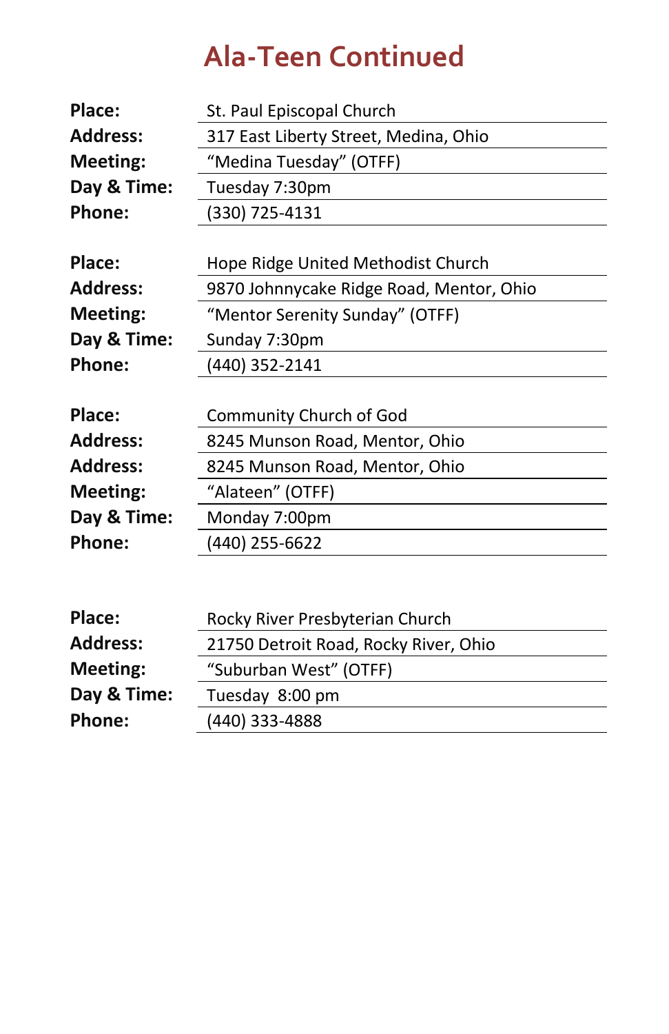# Ala-Teen Continued

| | |
|---|---|
| **Place:** | St. Paul Episcopal Church |
| **Address:** | 317 East Liberty Street, Medina, Ohio |
| **Meeting:** | "Medina Tuesday" (OTFF) |
| **Day & Time:** | Tuesday 7:30pm |
| **Phone:** | (330) 725-4131 |

| | |
|---|---|
| **Place:** | Hope Ridge United Methodist Church |
| **Address:** | 9870 Johnnycake Ridge Road, Mentor, Ohio |
| **Meeting:** | "Mentor Serenity Sunday" (OTFF) |
| **Day & Time:** | Sunday 7:30pm |
| **Phone:** | (440) 352-2141 |

| | |
|---|---|
| **Place:** | Community Church of God |
| **Address:** | 8245 Munson Road, Mentor, Ohio |
| **Address:** | 8245 Munson Road, Mentor, Ohio |
| **Meeting:** | "Alateen" (OTFF) |
| **Day & Time:** | Monday 7:00pm |
| **Phone:** | (440) 255-6622 |

| | |
|---|---|
| **Place:** | Rocky River Presbyterian Church |
| **Address:** | 21750 Detroit Road, Rocky River, Ohio |
| **Meeting:** | "Suburban West" (OTFF) |
| **Day & Time:** | Tuesday 8:00 pm |
| **Phone:** | (440) 333-4888 |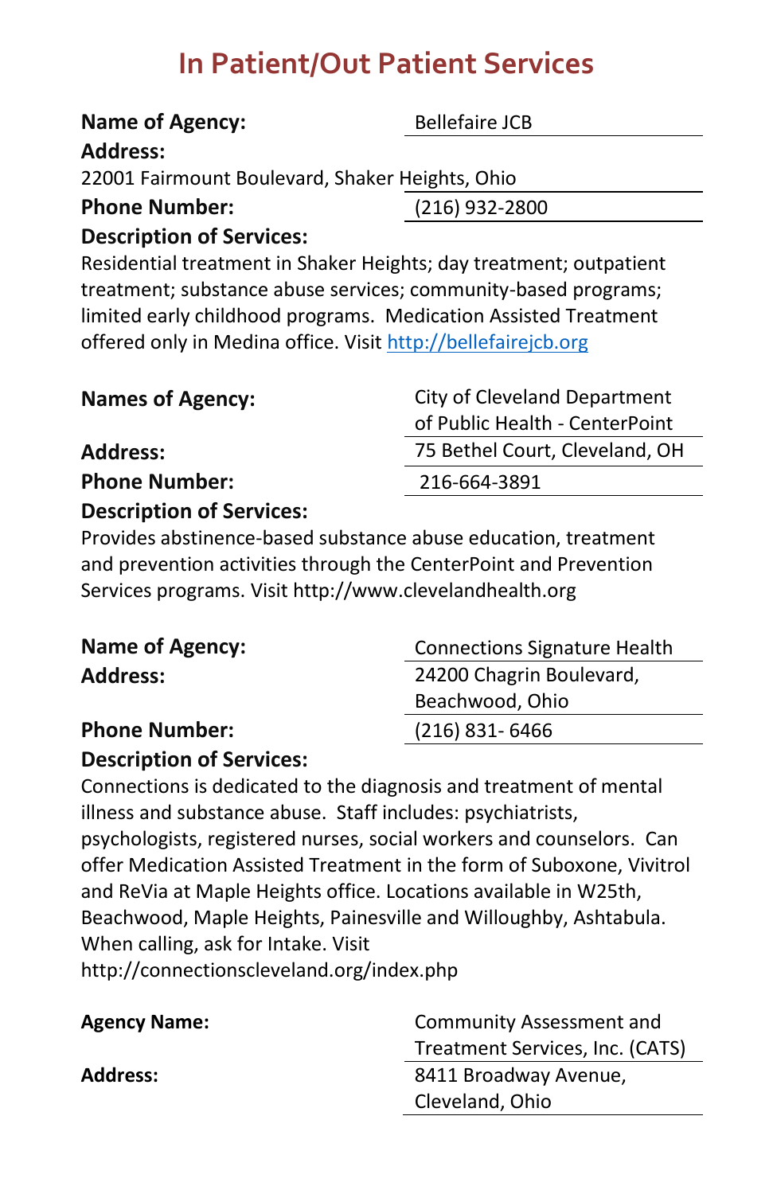# In Patient/Out Patient Services

**Name of Agency:** Bellefaire JCB

**Address:**
22001 Fairmount Boulevard, Shaker Heights, Ohio

**Phone Number:** (216) 932-2800

**Description of Services:**
Residential treatment in Shaker Heights; day treatment; outpatient treatment; substance abuse services; community-based programs; limited early childhood programs. Medication Assisted Treatment offered only in Medina office. Visit http://bellefairejcb.org

**Names of Agency:** City of Cleveland Department of Public Health - CenterPoint

**Address:** 75 Bethel Court, Cleveland, OH

**Phone Number:** 216-664-3891

**Description of Services:**
Provides abstinence-based substance abuse education, treatment and prevention activities through the CenterPoint and Prevention Services programs. Visit http://www.clevelandhealth.org

**Name of Agency:** Connections Signature Health

**Address:** 24200 Chagrin Boulevard, Beachwood, Ohio

**Phone Number:** (216) 831- 6466

**Description of Services:**
Connections is dedicated to the diagnosis and treatment of mental illness and substance abuse. Staff includes: psychiatrists, psychologists, registered nurses, social workers and counselors. Can offer Medication Assisted Treatment in the form of Suboxone, Vivitrol and ReVia at Maple Heights office. Locations available in W25th, Beachwood, Maple Heights, Painesville and Willoughby, Ashtabula. When calling, ask for Intake. Visit http://connectionscleveland.org/index.php

**Agency Name:** Community Assessment and Treatment Services, Inc. (CATS)

**Address:** 8411 Broadway Avenue, Cleveland, Ohio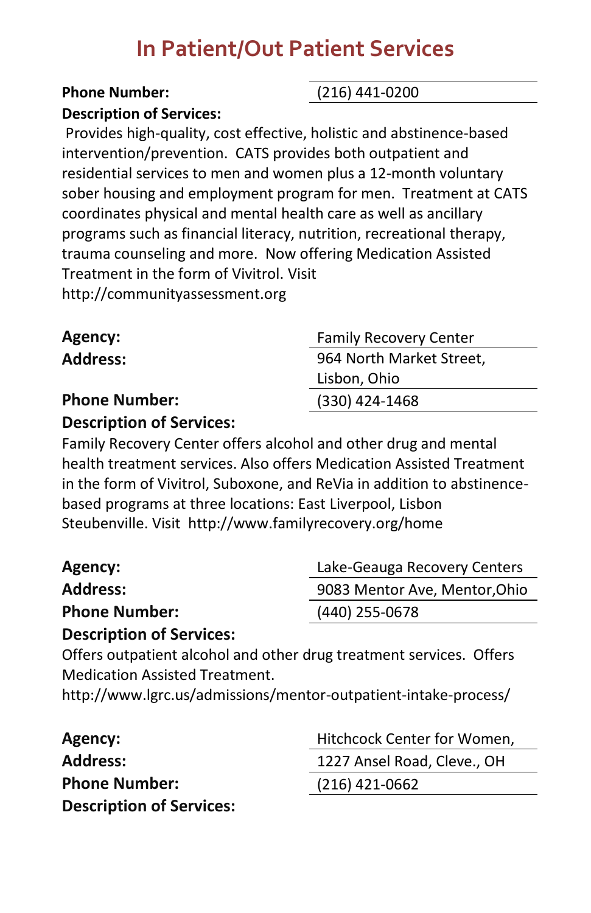# In Patient/Out Patient Services

**Phone Number:** (216) 441-0200

**Description of Services:**

Provides high-quality, cost effective, holistic and abstinence-based intervention/prevention. CATS provides both outpatient and residential services to men and women plus a 12-month voluntary sober housing and employment program for men. Treatment at CATS coordinates physical and mental health care as well as ancillary programs such as financial literacy, nutrition, recreational therapy, trauma counseling and more. Now offering Medication Assisted Treatment in the form of Vivitrol. Visit http://communityassessment.org

**Agency:** Family Recovery Center

**Address:** 964 North Market Street, Lisbon, Ohio

**Phone Number:** (330) 424-1468

**Description of Services:**

Family Recovery Center offers alcohol and other drug and mental health treatment services. Also offers Medication Assisted Treatment in the form of Vivitrol, Suboxone, and ReVia in addition to abstinence-based programs at three locations: East Liverpool, Lisbon Steubenville. Visit http://www.familyrecovery.org/home

**Agency:** Lake-Geauga Recovery Centers

**Address:** 9083 Mentor Ave, Mentor,Ohio

**Phone Number:** (440) 255-0678

**Description of Services:**

Offers outpatient alcohol and other drug treatment services. Offers Medication Assisted Treatment.
http://www.lgrc.us/admissions/mentor-outpatient-intake-process/

**Agency:** Hitchcock Center for Women,

**Address:** 1227 Ansel Road, Cleve., OH

**Phone Number:** (216) 421-0662

**Description of Services:**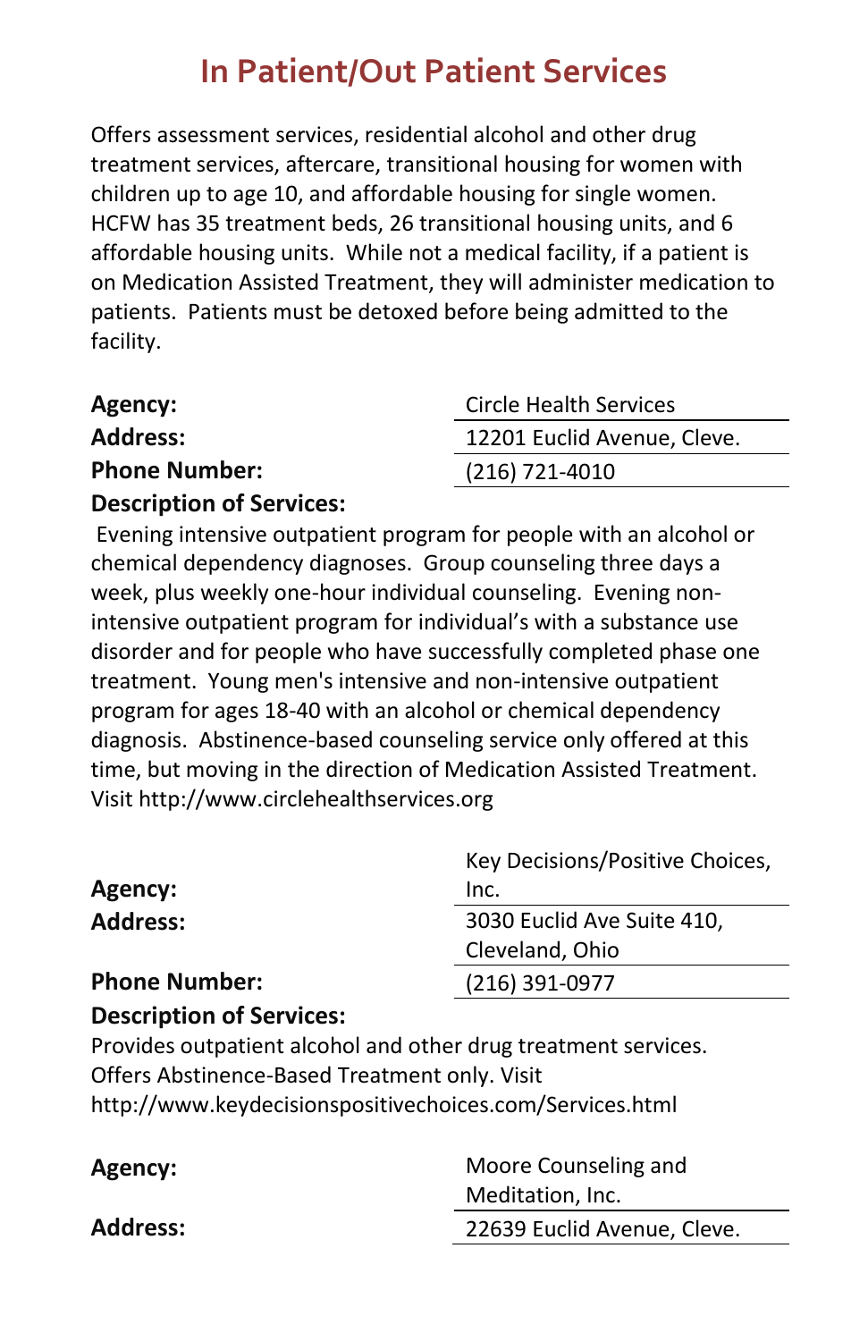# In Patient/Out Patient Services

Offers assessment services, residential alcohol and other drug treatment services, aftercare, transitional housing for women with children up to age 10, and affordable housing for single women. HCFW has 35 treatment beds, 26 transitional housing units, and 6 affordable housing units. While not a medical facility, if a patient is on Medication Assisted Treatment, they will administer medication to patients. Patients must be detoxed before being admitted to the facility.

**Agency:** Circle Health Services

**Address:** 12201 Euclid Avenue, Cleve.

**Phone Number:** (216) 721-4010

**Description of Services:**

Evening intensive outpatient program for people with an alcohol or chemical dependency diagnoses. Group counseling three days a week, plus weekly one-hour individual counseling. Evening non-intensive outpatient program for individual's with a substance use disorder and for people who have successfully completed phase one treatment. Young men's intensive and non-intensive outpatient program for ages 18-40 with an alcohol or chemical dependency diagnosis. Abstinence-based counseling service only offered at this time, but moving in the direction of Medication Assisted Treatment. Visit http://www.circlehealthservices.org

**Agency:** Key Decisions/Positive Choices, Inc.

**Address:** 3030 Euclid Ave Suite 410, Cleveland, Ohio

**Phone Number:** (216) 391-0977

**Description of Services:**

Provides outpatient alcohol and other drug treatment services. Offers Abstinence-Based Treatment only. Visit http://www.keydecisionspositivechoices.com/Services.html

**Agency:** Moore Counseling and Meditation, Inc.

**Address:** 22639 Euclid Avenue, Cleve.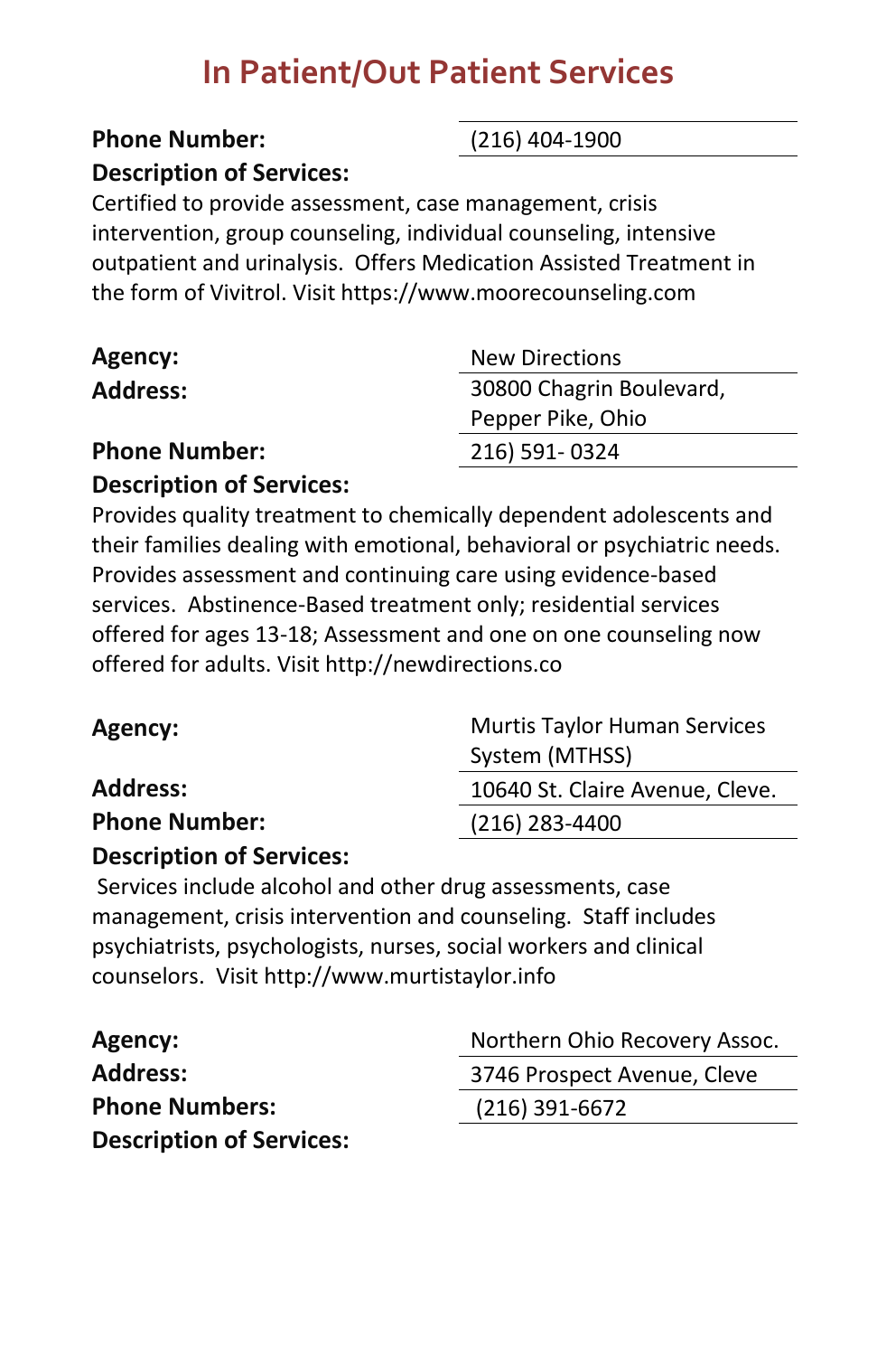# In Patient/Out Patient Services

**Phone Number:** (216) 404-1900

**Description of Services:**

Certified to provide assessment, case management, crisis intervention, group counseling, individual counseling, intensive outpatient and urinalysis. Offers Medication Assisted Treatment in the form of Vivitrol. Visit https://www.moorecounseling.com

**Agency:** New Directions

**Address:** 30800 Chagrin Boulevard, Pepper Pike, Ohio

**Phone Number:** 216) 591- 0324

**Description of Services:**

Provides quality treatment to chemically dependent adolescents and their families dealing with emotional, behavioral or psychiatric needs. Provides assessment and continuing care using evidence-based services. Abstinence-Based treatment only; residential services offered for ages 13-18; Assessment and one on one counseling now offered for adults. Visit http://newdirections.co

**Agency:** Murtis Taylor Human Services System (MTHSS)

**Address:** 10640 St. Claire Avenue, Cleve.

**Phone Number:** (216) 283-4400

**Description of Services:**

Services include alcohol and other drug assessments, case management, crisis intervention and counseling. Staff includes psychiatrists, psychologists, nurses, social workers and clinical counselors. Visit http://www.murtistaylor.info

**Agency:** Northern Ohio Recovery Assoc.

**Address:** 3746 Prospect Avenue, Cleve

**Phone Numbers:** (216) 391-6672

**Description of Services:**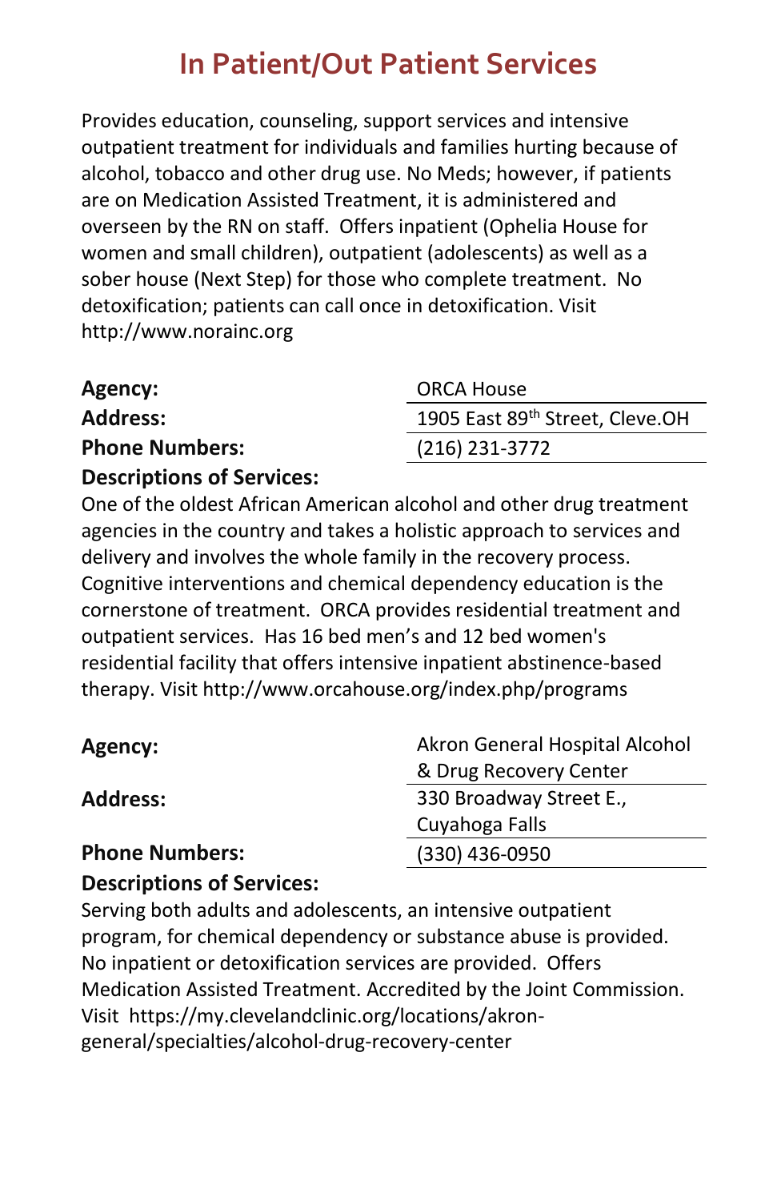# In Patient/Out Patient Services

Provides education, counseling, support services and intensive outpatient treatment for individuals and families hurting because of alcohol, tobacco and other drug use. No Meds; however, if patients are on Medication Assisted Treatment, it is administered and overseen by the RN on staff. Offers inpatient (Ophelia House for women and small children), outpatient (adolescents) as well as a sober house (Next Step) for those who complete treatment. No detoxification; patients can call once in detoxification. Visit http://www.norainc.org

| | |
|---|---|
| **Agency:** | ORCA House |
| **Address:** | 1905 East 89th Street, Cleve.OH |
| **Phone Numbers:** | (216) 231-3772 |

**Descriptions of Services:**

One of the oldest African American alcohol and other drug treatment agencies in the country and takes a holistic approach to services and delivery and involves the whole family in the recovery process. Cognitive interventions and chemical dependency education is the cornerstone of treatment. ORCA provides residential treatment and outpatient services. Has 16 bed men's and 12 bed women's residential facility that offers intensive inpatient abstinence-based therapy. Visit http://www.orcahouse.org/index.php/programs

| | |
|---|---|
| **Agency:** | Akron General Hospital Alcohol & Drug Recovery Center |
| **Address:** | 330 Broadway Street E., Cuyahoga Falls |
| **Phone Numbers:** | (330) 436-0950 |

**Descriptions of Services:**

Serving both adults and adolescents, an intensive outpatient program, for chemical dependency or substance abuse is provided. No inpatient or detoxification services are provided. Offers Medication Assisted Treatment. Accredited by the Joint Commission. Visit https://my.clevelandclinic.org/locations/akron-general/specialties/alcohol-drug-recovery-center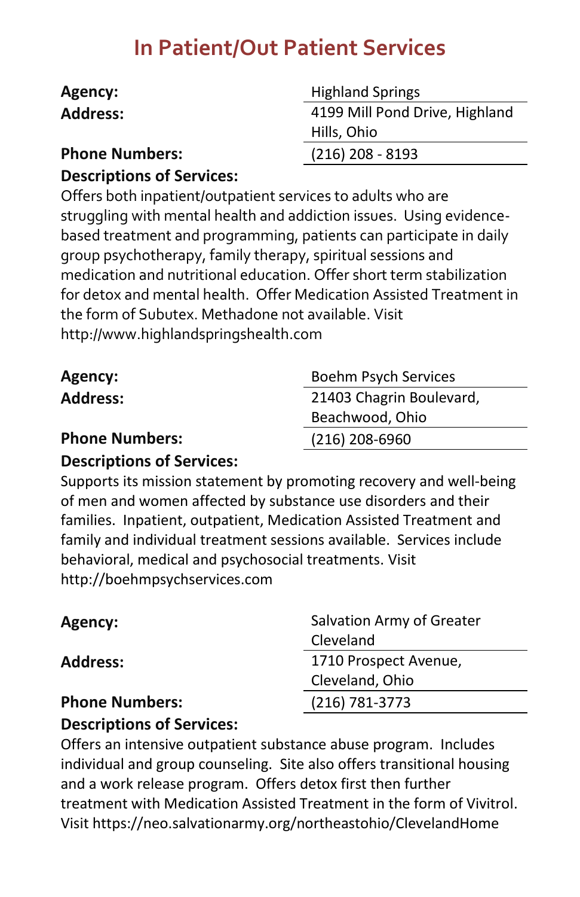# In Patient/Out Patient Services

| | |
|---|---|
| **Agency:** | Highland Springs |
| **Address:** | 4199 Mill Pond Drive, Highland Hills, Ohio |
| **Phone Numbers:** | (216) 208 - 8193 |

**Descriptions of Services:**

Offers both inpatient/outpatient services to adults who are struggling with mental health and addiction issues. Using evidence-based treatment and programming, patients can participate in daily group psychotherapy, family therapy, spiritual sessions and medication and nutritional education. Offer short term stabilization for detox and mental health. Offer Medication Assisted Treatment in the form of Subutex. Methadone not available. Visit http://www.highlandspringshealth.com

| | |
|---|---|
| **Agency:** | Boehm Psych Services |
| **Address:** | 21403 Chagrin Boulevard, Beachwood, Ohio |
| **Phone Numbers:** | (216) 208-6960 |

**Descriptions of Services:**

Supports its mission statement by promoting recovery and well-being of men and women affected by substance use disorders and their families. Inpatient, outpatient, Medication Assisted Treatment and family and individual treatment sessions available. Services include behavioral, medical and psychosocial treatments. Visit http://boehmpsychservices.com

| | |
|---|---|
| **Agency:** | Salvation Army of Greater Cleveland |
| **Address:** | 1710 Prospect Avenue, Cleveland, Ohio |
| **Phone Numbers:** | (216) 781-3773 |

**Descriptions of Services:**

Offers an intensive outpatient substance abuse program. Includes individual and group counseling. Site also offers transitional housing and a work release program. Offers detox first then further treatment with Medication Assisted Treatment in the form of Vivitrol. Visit https://neo.salvationarmy.org/northeastohio/ClevelandHome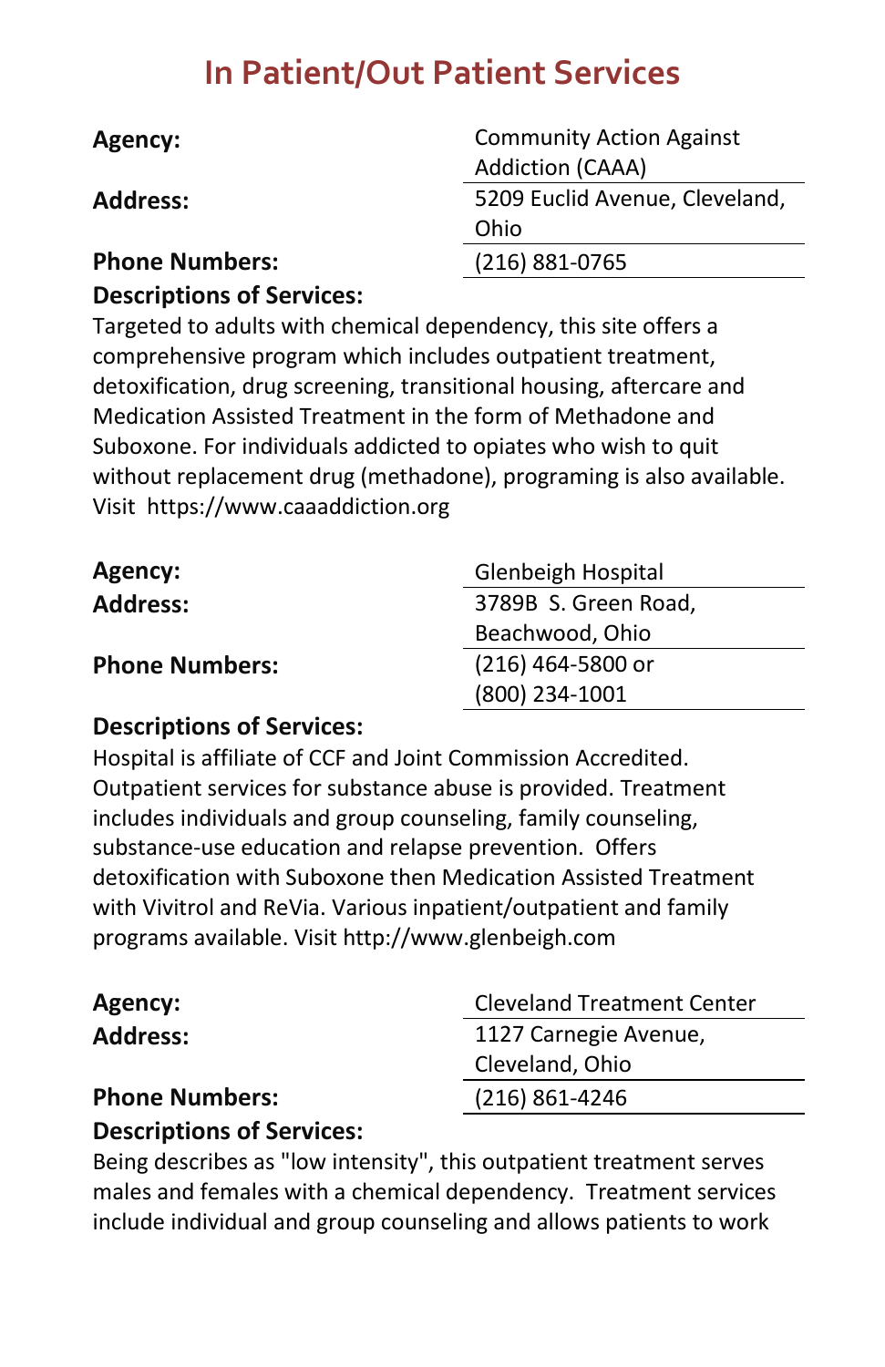# In Patient/Out Patient Services

| | |
|---|---|
| **Agency:** | Community Action Against Addiction (CAAA) |
| **Address:** | 5209 Euclid Avenue, Cleveland, Ohio |
| **Phone Numbers:** | (216) 881-0765 |

**Descriptions of Services:**

Targeted to adults with chemical dependency, this site offers a comprehensive program which includes outpatient treatment, detoxification, drug screening, transitional housing, aftercare and Medication Assisted Treatment in the form of Methadone and Suboxone. For individuals addicted to opiates who wish to quit without replacement drug (methadone), programing is also available. Visit https://www.caaaddiction.org

| | |
|---|---|
| **Agency:** | Glenbeigh Hospital |
| **Address:** | 3789B S. Green Road, Beachwood, Ohio |
| **Phone Numbers:** | (216) 464-5800 or (800) 234-1001 |

**Descriptions of Services:**

Hospital is affiliate of CCF and Joint Commission Accredited. Outpatient services for substance abuse is provided. Treatment includes individuals and group counseling, family counseling, substance-use education and relapse prevention. Offers detoxification with Suboxone then Medication Assisted Treatment with Vivitrol and ReVia. Various inpatient/outpatient and family programs available. Visit http://www.glenbeigh.com

| | |
|---|---|
| **Agency:** | Cleveland Treatment Center |
| **Address:** | 1127 Carnegie Avenue, Cleveland, Ohio |
| **Phone Numbers:** | (216) 861-4246 |

**Descriptions of Services:**

Being describes as "low intensity", this outpatient treatment serves males and females with a chemical dependency. Treatment services include individual and group counseling and allows patients to work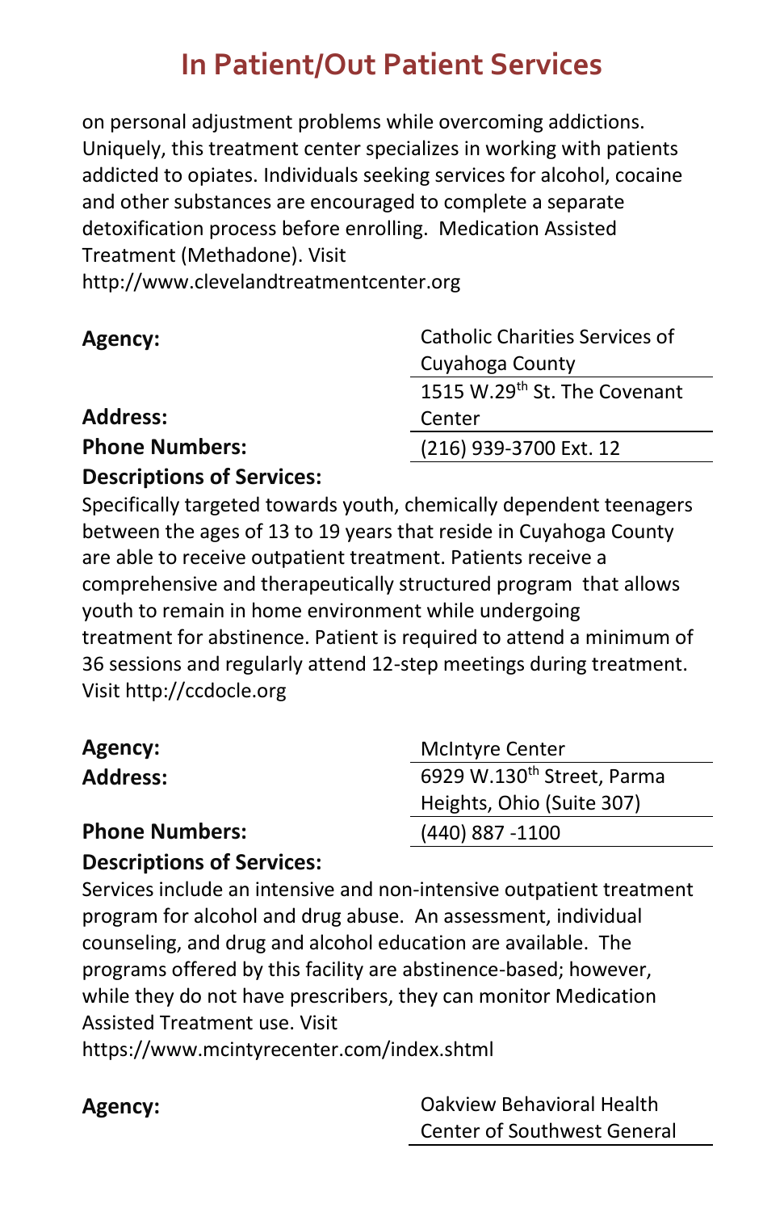# In Patient/Out Patient Services

on personal adjustment problems while overcoming addictions. Uniquely, this treatment center specializes in working with patients addicted to opiates. Individuals seeking services for alcohol, cocaine and other substances are encouraged to complete a separate detoxification process before enrolling. Medication Assisted Treatment (Methadone). Visit http://www.clevelandtreatmentcenter.org

| | |
|---|---|
| **Agency:** | Catholic Charities Services of Cuyahoga County |
| **Address:** | 1515 W.29th St. The Covenant Center |
| **Phone Numbers:** | (216) 939-3700 Ext. 12 |

**Descriptions of Services:**

Specifically targeted towards youth, chemically dependent teenagers between the ages of 13 to 19 years that reside in Cuyahoga County are able to receive outpatient treatment. Patients receive a comprehensive and therapeutically structured program that allows youth to remain in home environment while undergoing treatment for abstinence. Patient is required to attend a minimum of 36 sessions and regularly attend 12-step meetings during treatment. Visit http://ccdocle.org

| | |
|---|---|
| **Agency:** | McIntyre Center |
| **Address:** | 6929 W.130th Street, Parma Heights, Ohio (Suite 307) |
| **Phone Numbers:** | (440) 887 -1100 |

**Descriptions of Services:**

Services include an intensive and non-intensive outpatient treatment program for alcohol and drug abuse. An assessment, individual counseling, and drug and alcohol education are available. The programs offered by this facility are abstinence-based; however, while they do not have prescribers, they can monitor Medication Assisted Treatment use. Visit https://www.mcintyrecenter.com/index.shtml

| | |
|---|---|
| **Agency:** | Oakview Behavioral Health Center of Southwest General |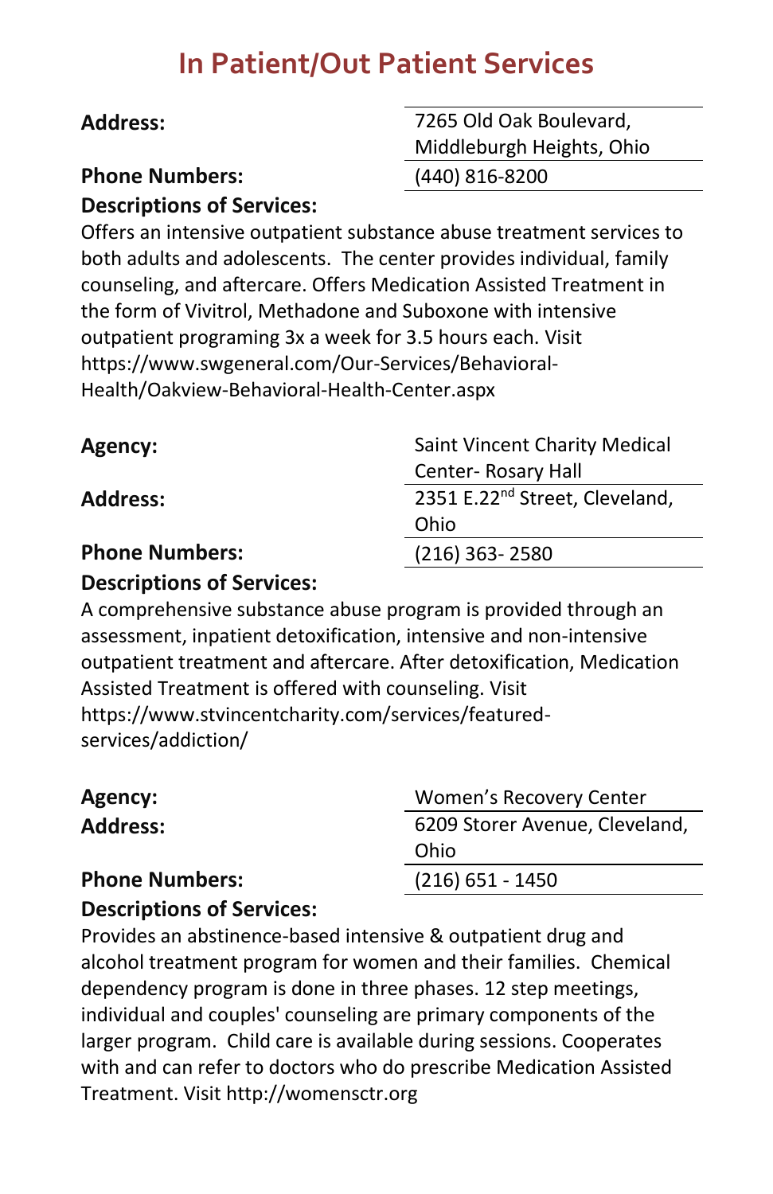# In Patient/Out Patient Services

**Address:** 7265 Old Oak Boulevard, Middleburgh Heights, Ohio

**Phone Numbers:** (440) 816-8200

**Descriptions of Services:**

Offers an intensive outpatient substance abuse treatment services to both adults and adolescents. The center provides individual, family counseling, and aftercare. Offers Medication Assisted Treatment in the form of Vivitrol, Methadone and Suboxone with intensive outpatient programing 3x a week for 3.5 hours each. Visit https://www.swgeneral.com/Our-Services/Behavioral-Health/Oakview-Behavioral-Health-Center.aspx

**Agency:** Saint Vincent Charity Medical Center- Rosary Hall

**Address:** 2351 E.22nd Street, Cleveland, Ohio

**Phone Numbers:** (216) 363- 2580

**Descriptions of Services:**

A comprehensive substance abuse program is provided through an assessment, inpatient detoxification, intensive and non-intensive outpatient treatment and aftercare. After detoxification, Medication Assisted Treatment is offered with counseling. Visit https://www.stvincentcharity.com/services/featured-services/addiction/

**Agency:** Women's Recovery Center

**Address:** 6209 Storer Avenue, Cleveland, Ohio

**Phone Numbers:** (216) 651 - 1450

**Descriptions of Services:**

Provides an abstinence-based intensive & outpatient drug and alcohol treatment program for women and their families. Chemical dependency program is done in three phases. 12 step meetings, individual and couples' counseling are primary components of the larger program. Child care is available during sessions. Cooperates with and can refer to doctors who do prescribe Medication Assisted Treatment. Visit http://womensctr.org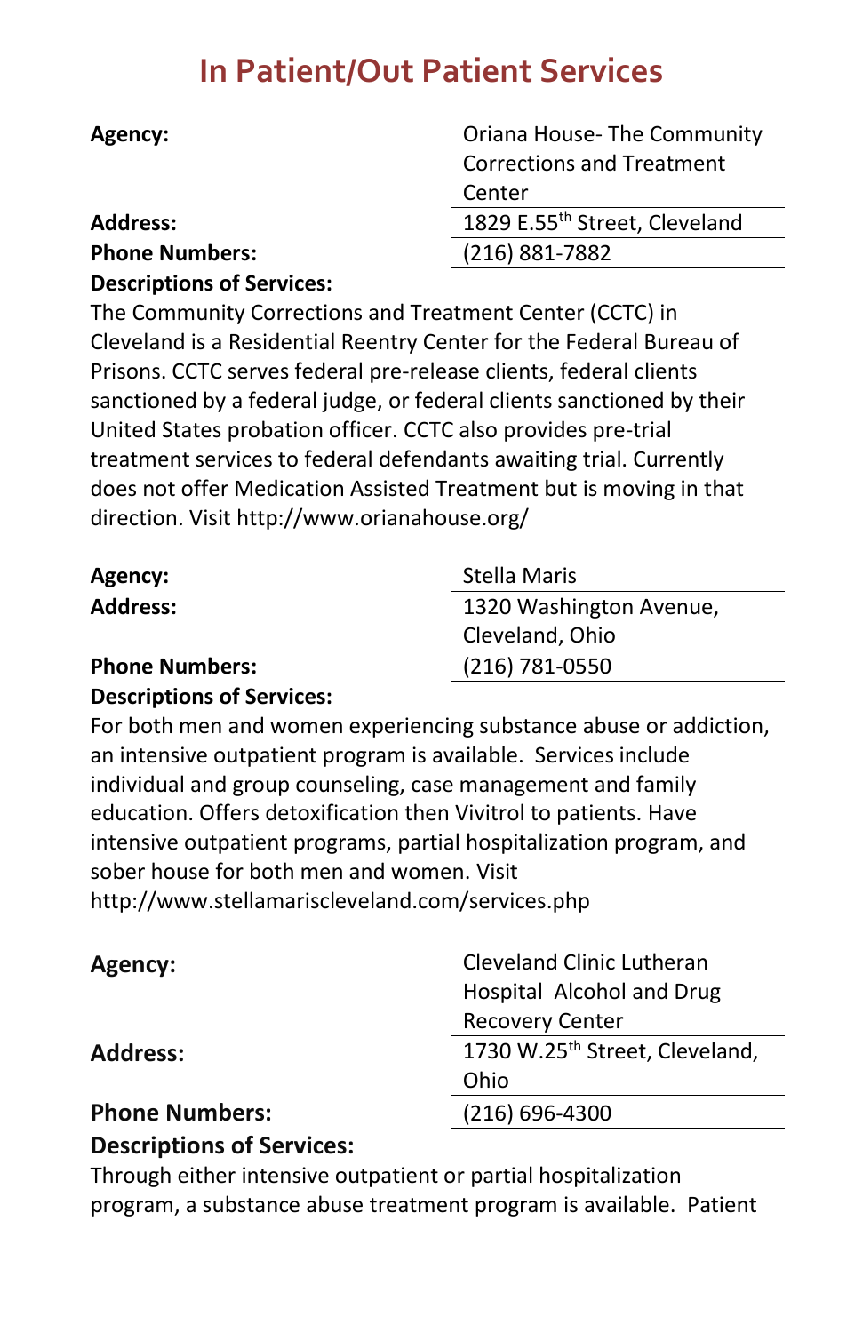# In Patient/Out Patient Services

**Agency:** Oriana House- The Community Corrections and Treatment Center

**Address:** 1829 E.55th Street, Cleveland

**Phone Numbers:** (216) 881-7882

**Descriptions of Services:**

The Community Corrections and Treatment Center (CCTC) in Cleveland is a Residential Reentry Center for the Federal Bureau of Prisons. CCTC serves federal pre-release clients, federal clients sanctioned by a federal judge, or federal clients sanctioned by their United States probation officer. CCTC also provides pre-trial treatment services to federal defendants awaiting trial. Currently does not offer Medication Assisted Treatment but is moving in that direction. Visit http://www.orianahouse.org/

**Agency:** Stella Maris

**Address:** 1320 Washington Avenue, Cleveland, Ohio

**Phone Numbers:** (216) 781-0550

**Descriptions of Services:**

For both men and women experiencing substance abuse or addiction, an intensive outpatient program is available. Services include individual and group counseling, case management and family education. Offers detoxification then Vivitrol to patients. Have intensive outpatient programs, partial hospitalization program, and sober house for both men and women. Visit http://www.stellamariscleveland.com/services.php

**Agency:** Cleveland Clinic Lutheran Hospital Alcohol and Drug Recovery Center

**Address:** 1730 W.25th Street, Cleveland, Ohio

**Phone Numbers:** (216) 696-4300

**Descriptions of Services:**

Through either intensive outpatient or partial hospitalization program, a substance abuse treatment program is available. Patient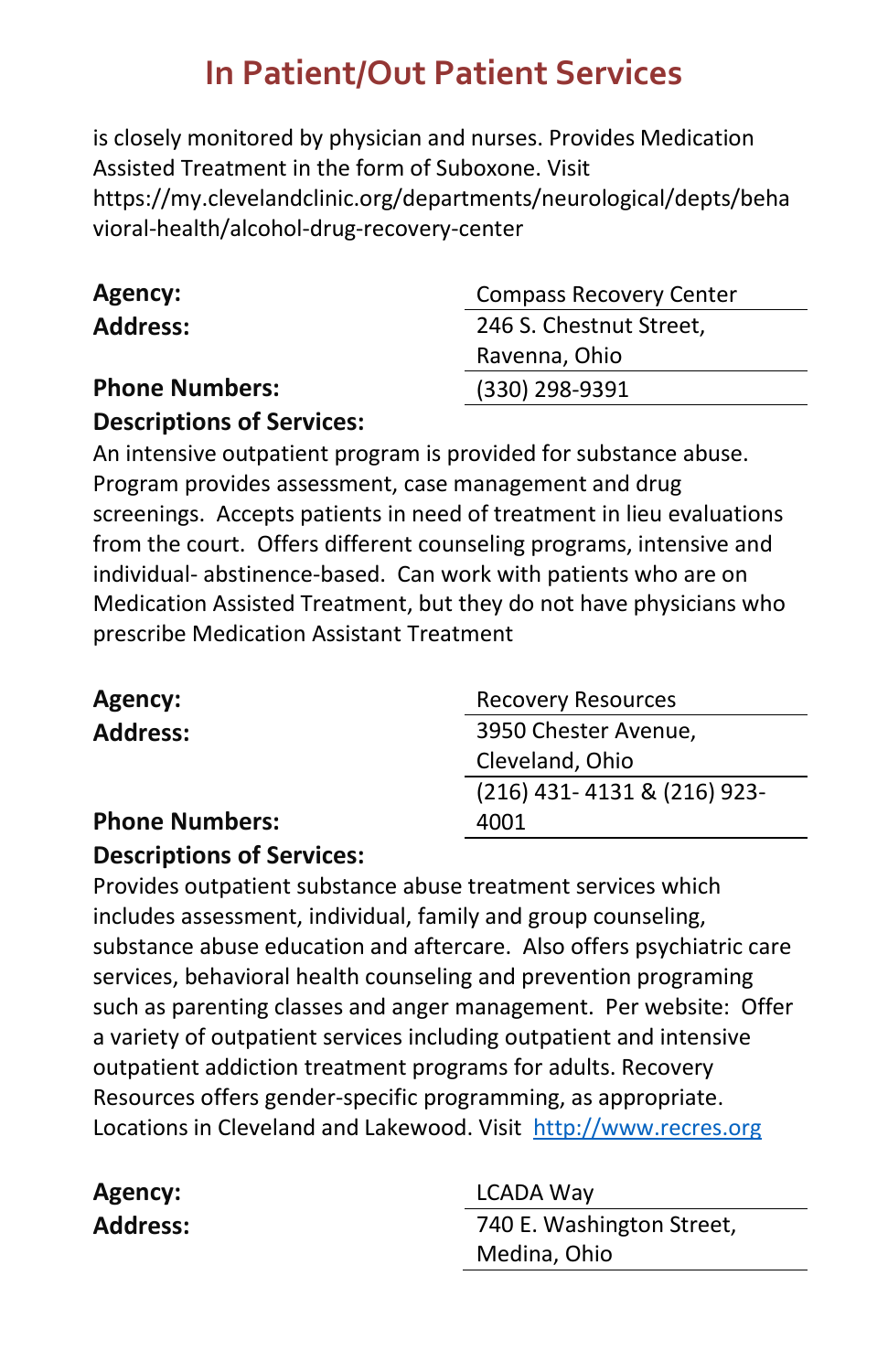# In Patient/Out Patient Services

is closely monitored by physician and nurses. Provides Medication Assisted Treatment in the form of Suboxone. Visit https://my.clevelandclinic.org/departments/neurological/depts/behavioral-health/alcohol-drug-recovery-center

| | |
|---|---|
| **Agency:** | Compass Recovery Center |
| **Address:** | 246 S. Chestnut Street, Ravenna, Ohio |
| **Phone Numbers:** | (330) 298-9391 |

**Descriptions of Services:**

An intensive outpatient program is provided for substance abuse. Program provides assessment, case management and drug screenings. Accepts patients in need of treatment in lieu evaluations from the court. Offers different counseling programs, intensive and individual- abstinence-based. Can work with patients who are on Medication Assisted Treatment, but they do not have physicians who prescribe Medication Assistant Treatment

| | |
|---|---|
| **Agency:** | Recovery Resources |
| **Address:** | 3950 Chester Avenue, Cleveland, Ohio |
| **Phone Numbers:** | (216) 431- 4131 & (216) 923-4001 |

**Descriptions of Services:**

Provides outpatient substance abuse treatment services which includes assessment, individual, family and group counseling, substance abuse education and aftercare. Also offers psychiatric care services, behavioral health counseling and prevention programing such as parenting classes and anger management. Per website: Offer a variety of outpatient services including outpatient and intensive outpatient addiction treatment programs for adults. Recovery Resources offers gender-specific programming, as appropriate. Locations in Cleveland and Lakewood. Visit [http://www.recres.org](http://www.recres.org)

| | |
|---|---|
| **Agency:** | LCADA Way |
| **Address:** | 740 E. Washington Street, Medina, Ohio |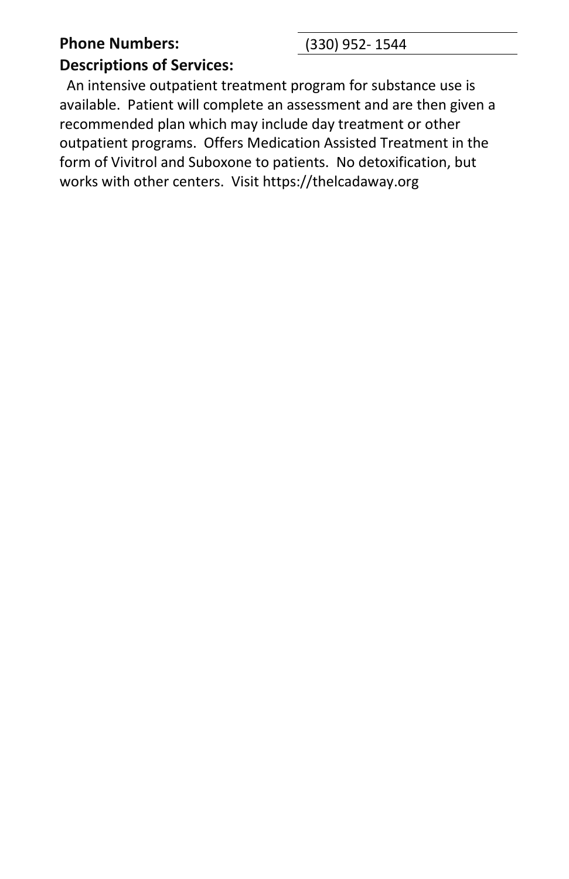**Phone Numbers:** (330) 952- 1544

**Descriptions of Services:**

An intensive outpatient treatment program for substance use is available. Patient will complete an assessment and are then given a recommended plan which may include day treatment or other outpatient programs. Offers Medication Assisted Treatment in the form of Vivitrol and Suboxone to patients. No detoxification, but works with other centers. Visit https://thelcadaway.org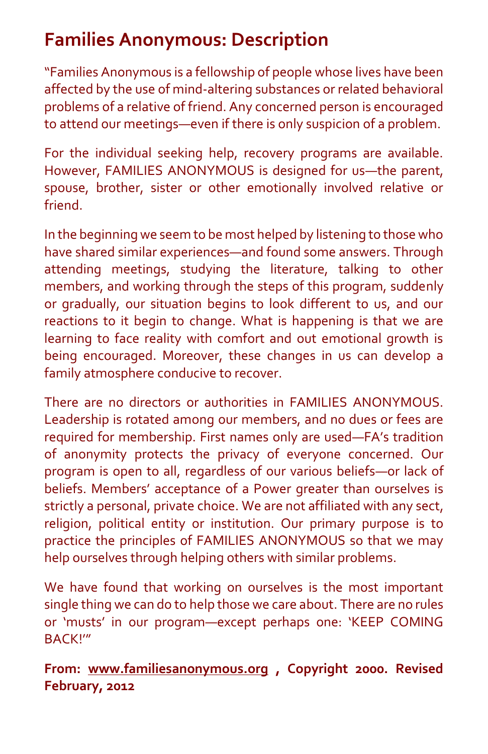## Families Anonymous: Description

"Families Anonymous is a fellowship of people whose lives have been affected by the use of mind-altering substances or related behavioral problems of a relative of friend. Any concerned person is encouraged to attend our meetings—even if there is only suspicion of a problem.

For the individual seeking help, recovery programs are available. However, FAMILIES ANONYMOUS is designed for us—the parent, spouse, brother, sister or other emotionally involved relative or friend.

In the beginning we seem to be most helped by listening to those who have shared similar experiences—and found some answers. Through attending meetings, studying the literature, talking to other members, and working through the steps of this program, suddenly or gradually, our situation begins to look different to us, and our reactions to it begin to change. What is happening is that we are learning to face reality with comfort and out emotional growth is being encouraged. Moreover, these changes in us can develop a family atmosphere conducive to recover.

There are no directors or authorities in FAMILIES ANONYMOUS. Leadership is rotated among our members, and no dues or fees are required for membership. First names only are used—FA's tradition of anonymity protects the privacy of everyone concerned. Our program is open to all, regardless of our various beliefs—or lack of beliefs. Members' acceptance of a Power greater than ourselves is strictly a personal, private choice. We are not affiliated with any sect, religion, political entity or institution. Our primary purpose is to practice the principles of FAMILIES ANONYMOUS so that we may help ourselves through helping others with similar problems.

We have found that working on ourselves is the most important single thing we can do to help those we care about. There are no rules or 'musts' in our program—except perhaps one: 'KEEP COMING BACK!'"

**From: www.familiesanonymous.org , Copyright 2000. Revised February, 2012**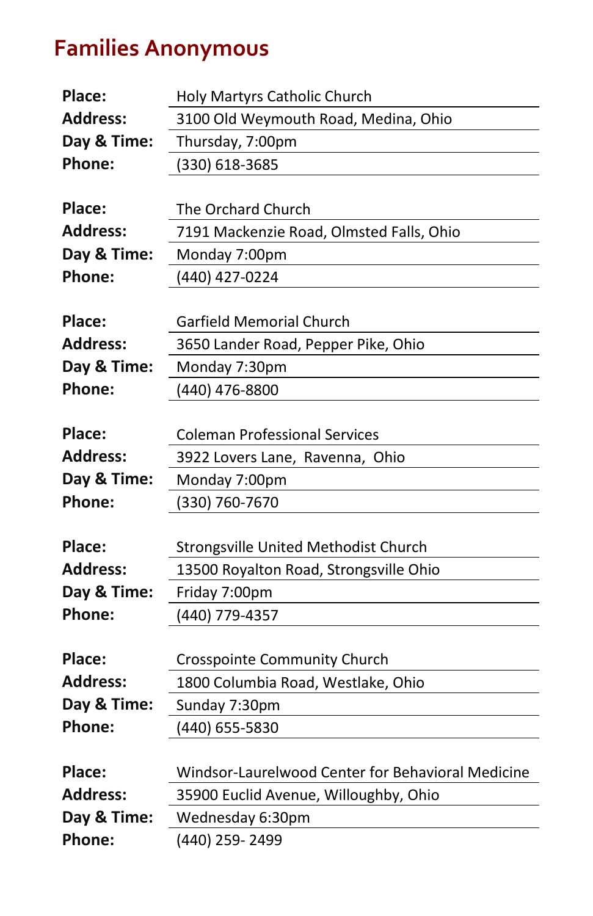## Families Anonymous

| | |
|---|---|
| **Place:** | Holy Martyrs Catholic Church |
| **Address:** | 3100 Old Weymouth Road, Medina, Ohio |
| **Day & Time:** | Thursday, 7:00pm |
| **Phone:** | (330) 618-3685 |

| | |
|---|---|
| **Place:** | The Orchard Church |
| **Address:** | 7191 Mackenzie Road, Olmsted Falls, Ohio |
| **Day & Time:** | Monday 7:00pm |
| **Phone:** | (440) 427-0224 |

| | |
|---|---|
| **Place:** | Garfield Memorial Church |
| **Address:** | 3650 Lander Road, Pepper Pike, Ohio |
| **Day & Time:** | Monday 7:30pm |
| **Phone:** | (440) 476-8800 |

| | |
|---|---|
| **Place:** | Coleman Professional Services |
| **Address:** | 3922 Lovers Lane, Ravenna, Ohio |
| **Day & Time:** | Monday 7:00pm |
| **Phone:** | (330) 760-7670 |

| | |
|---|---|
| **Place:** | Strongsville United Methodist Church |
| **Address:** | 13500 Royalton Road, Strongsville Ohio |
| **Day & Time:** | Friday 7:00pm |
| **Phone:** | (440) 779-4357 |

| | |
|---|---|
| **Place:** | Crosspointe Community Church |
| **Address:** | 1800 Columbia Road, Westlake, Ohio |
| **Day & Time:** | Sunday 7:30pm |
| **Phone:** | (440) 655-5830 |

| | |
|---|---|
| **Place:** | Windsor-Laurelwood Center for Behavioral Medicine |
| **Address:** | 35900 Euclid Avenue, Willoughby, Ohio |
| **Day & Time:** | Wednesday 6:30pm |
| **Phone:** | (440) 259- 2499 |